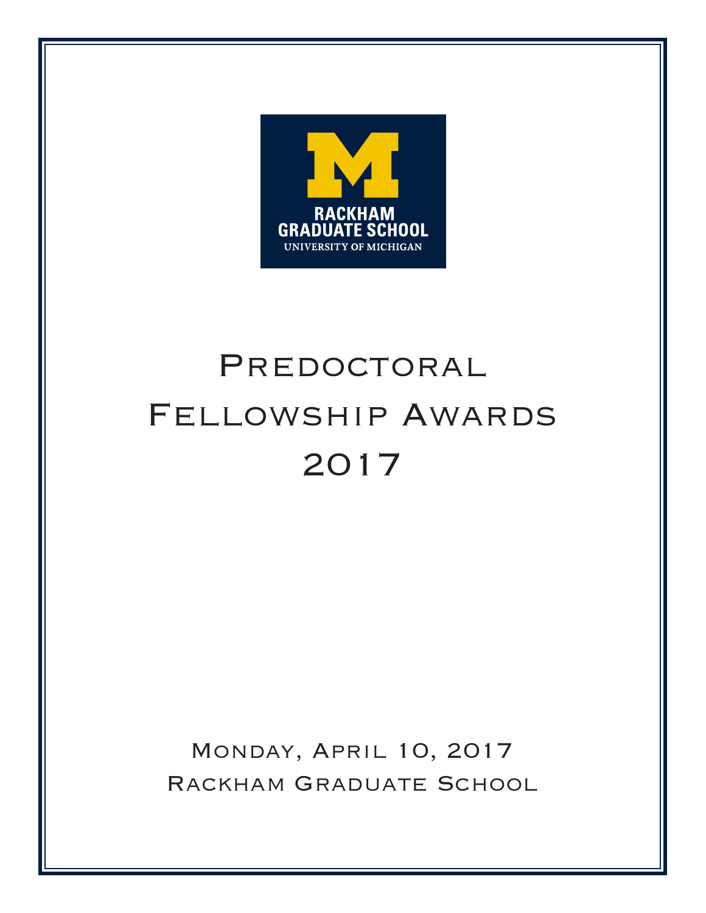RACKHAM
GRADUATE SCHOOL
UNIVERSITY OF MICHIGAN

# Predoctoral Fellowship Awards 2017

Monday, April 10, 2017
Rackham Graduate School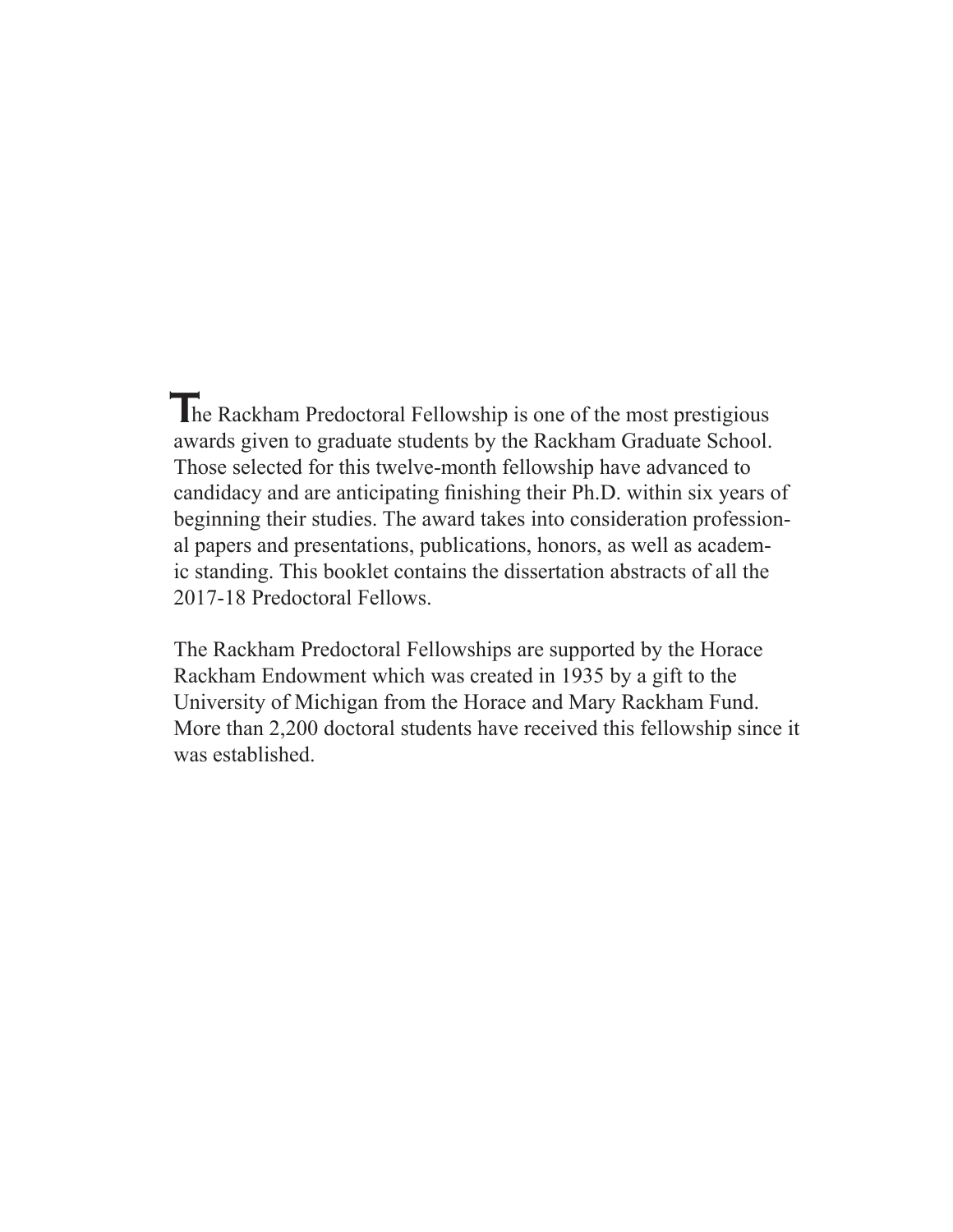The Rackham Predoctoral Fellowship is one of the most prestigious awards given to graduate students by the Rackham Graduate School. Those selected for this twelve-month fellowship have advanced to candidacy and are anticipating finishing their Ph.D. within six years of beginning their studies. The award takes into consideration professional papers and presentations, publications, honors, as well as academic standing. This booklet contains the dissertation abstracts of all the 2017-18 Predoctoral Fellows.

The Rackham Predoctoral Fellowships are supported by the Horace Rackham Endowment which was created in 1935 by a gift to the University of Michigan from the Horace and Mary Rackham Fund. More than 2,200 doctoral students have received this fellowship since it was established.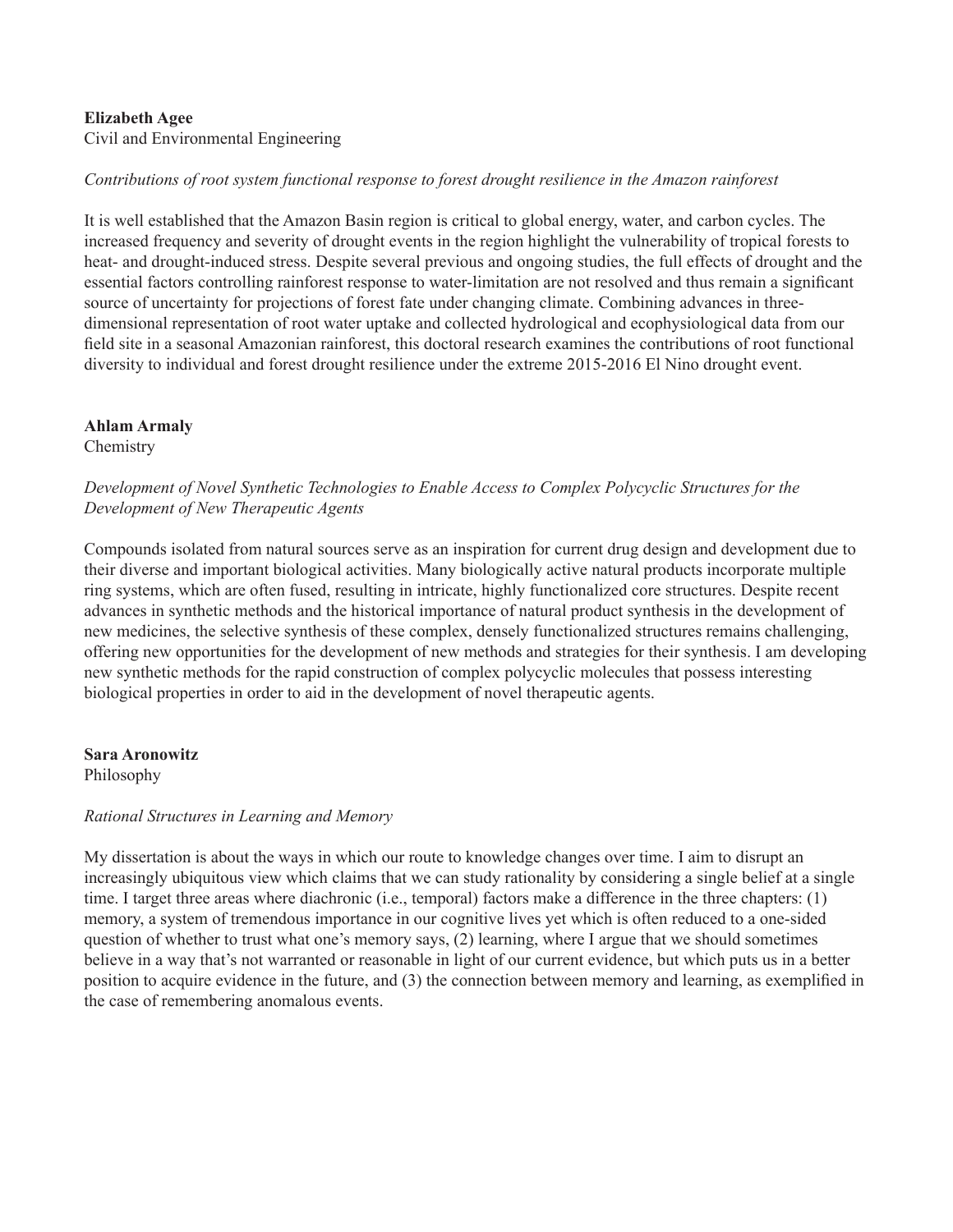**Elizabeth Agee**
Civil and Environmental Engineering

*Contributions of root system functional response to forest drought resilience in the Amazon rainforest*

It is well established that the Amazon Basin region is critical to global energy, water, and carbon cycles. The increased frequency and severity of drought events in the region highlight the vulnerability of tropical forests to heat- and drought-induced stress. Despite several previous and ongoing studies, the full effects of drought and the essential factors controlling rainforest response to water-limitation are not resolved and thus remain a significant source of uncertainty for projections of forest fate under changing climate. Combining advances in three-dimensional representation of root water uptake and collected hydrological and ecophysiological data from our field site in a seasonal Amazonian rainforest, this doctoral research examines the contributions of root functional diversity to individual and forest drought resilience under the extreme 2015-2016 El Nino drought event.

**Ahlam Armaly**
Chemistry

*Development of Novel Synthetic Technologies to Enable Access to Complex Polycyclic Structures for the Development of New Therapeutic Agents*

Compounds isolated from natural sources serve as an inspiration for current drug design and development due to their diverse and important biological activities. Many biologically active natural products incorporate multiple ring systems, which are often fused, resulting in intricate, highly functionalized core structures. Despite recent advances in synthetic methods and the historical importance of natural product synthesis in the development of new medicines, the selective synthesis of these complex, densely functionalized structures remains challenging, offering new opportunities for the development of new methods and strategies for their synthesis. I am developing new synthetic methods for the rapid construction of complex polycyclic molecules that possess interesting biological properties in order to aid in the development of novel therapeutic agents.

**Sara Aronowitz**
Philosophy

*Rational Structures in Learning and Memory*

My dissertation is about the ways in which our route to knowledge changes over time. I aim to disrupt an increasingly ubiquitous view which claims that we can study rationality by considering a single belief at a single time. I target three areas where diachronic (i.e., temporal) factors make a difference in the three chapters: (1) memory, a system of tremendous importance in our cognitive lives yet which is often reduced to a one-sided question of whether to trust what one's memory says, (2) learning, where I argue that we should sometimes believe in a way that's not warranted or reasonable in light of our current evidence, but which puts us in a better position to acquire evidence in the future, and (3) the connection between memory and learning, as exemplified in the case of remembering anomalous events.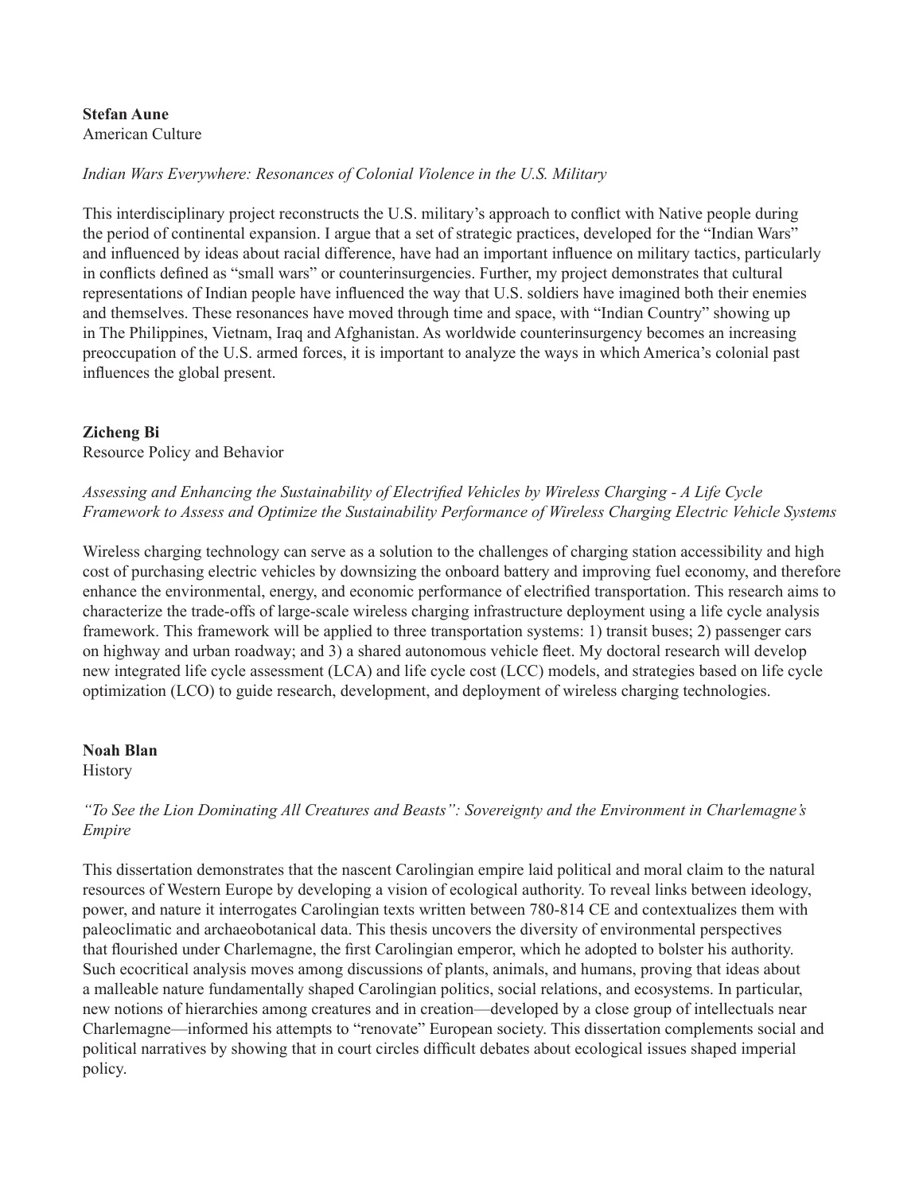**Stefan Aune**
American Culture

*Indian Wars Everywhere: Resonances of Colonial Violence in the U.S. Military*

This interdisciplinary project reconstructs the U.S. military's approach to conflict with Native people during the period of continental expansion. I argue that a set of strategic practices, developed for the "Indian Wars" and influenced by ideas about racial difference, have had an important influence on military tactics, particularly in conflicts defined as "small wars" or counterinsurgencies. Further, my project demonstrates that cultural representations of Indian people have influenced the way that U.S. soldiers have imagined both their enemies and themselves. These resonances have moved through time and space, with "Indian Country" showing up in The Philippines, Vietnam, Iraq and Afghanistan. As worldwide counterinsurgency becomes an increasing preoccupation of the U.S. armed forces, it is important to analyze the ways in which America's colonial past influences the global present.

**Zicheng Bi**
Resource Policy and Behavior

*Assessing and Enhancing the Sustainability of Electrified Vehicles by Wireless Charging - A Life Cycle Framework to Assess and Optimize the Sustainability Performance of Wireless Charging Electric Vehicle Systems*

Wireless charging technology can serve as a solution to the challenges of charging station accessibility and high cost of purchasing electric vehicles by downsizing the onboard battery and improving fuel economy, and therefore enhance the environmental, energy, and economic performance of electrified transportation. This research aims to characterize the trade-offs of large-scale wireless charging infrastructure deployment using a life cycle analysis framework. This framework will be applied to three transportation systems: 1) transit buses; 2) passenger cars on highway and urban roadway; and 3) a shared autonomous vehicle fleet. My doctoral research will develop new integrated life cycle assessment (LCA) and life cycle cost (LCC) models, and strategies based on life cycle optimization (LCO) to guide research, development, and deployment of wireless charging technologies.

**Noah Blan**
History

*"To See the Lion Dominating All Creatures and Beasts": Sovereignty and the Environment in Charlemagne's Empire*

This dissertation demonstrates that the nascent Carolingian empire laid political and moral claim to the natural resources of Western Europe by developing a vision of ecological authority. To reveal links between ideology, power, and nature it interrogates Carolingian texts written between 780-814 CE and contextualizes them with paleoclimatic and archaeobotanical data. This thesis uncovers the diversity of environmental perspectives that flourished under Charlemagne, the first Carolingian emperor, which he adopted to bolster his authority. Such ecocritical analysis moves among discussions of plants, animals, and humans, proving that ideas about a malleable nature fundamentally shaped Carolingian politics, social relations, and ecosystems. In particular, new notions of hierarchies among creatures and in creation—developed by a close group of intellectuals near Charlemagne—informed his attempts to "renovate" European society. This dissertation complements social and political narratives by showing that in court circles difficult debates about ecological issues shaped imperial policy.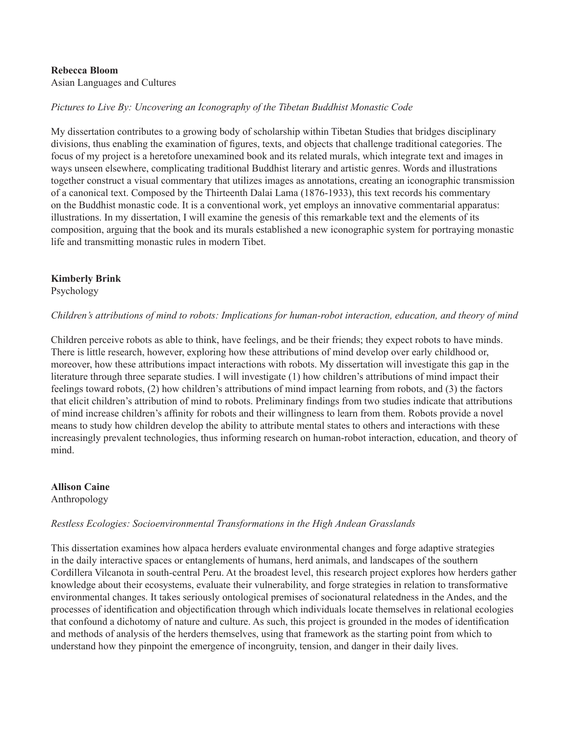**Rebecca Bloom**
Asian Languages and Cultures

*Pictures to Live By: Uncovering an Iconography of the Tibetan Buddhist Monastic Code*

My dissertation contributes to a growing body of scholarship within Tibetan Studies that bridges disciplinary divisions, thus enabling the examination of figures, texts, and objects that challenge traditional categories. The focus of my project is a heretofore unexamined book and its related murals, which integrate text and images in ways unseen elsewhere, complicating traditional Buddhist literary and artistic genres. Words and illustrations together construct a visual commentary that utilizes images as annotations, creating an iconographic transmission of a canonical text. Composed by the Thirteenth Dalai Lama (1876-1933), this text records his commentary on the Buddhist monastic code. It is a conventional work, yet employs an innovative commentarial apparatus: illustrations. In my dissertation, I will examine the genesis of this remarkable text and the elements of its composition, arguing that the book and its murals established a new iconographic system for portraying monastic life and transmitting monastic rules in modern Tibet.

**Kimberly Brink**
Psychology

*Children's attributions of mind to robots: Implications for human-robot interaction, education, and theory of mind*

Children perceive robots as able to think, have feelings, and be their friends; they expect robots to have minds. There is little research, however, exploring how these attributions of mind develop over early childhood or, moreover, how these attributions impact interactions with robots. My dissertation will investigate this gap in the literature through three separate studies. I will investigate (1) how children's attributions of mind impact their feelings toward robots, (2) how children's attributions of mind impact learning from robots, and (3) the factors that elicit children's attribution of mind to robots. Preliminary findings from two studies indicate that attributions of mind increase children's affinity for robots and their willingness to learn from them. Robots provide a novel means to study how children develop the ability to attribute mental states to others and interactions with these increasingly prevalent technologies, thus informing research on human-robot interaction, education, and theory of mind.

**Allison Caine**
Anthropology

*Restless Ecologies: Socioenvironmental Transformations in the High Andean Grasslands*

This dissertation examines how alpaca herders evaluate environmental changes and forge adaptive strategies in the daily interactive spaces or entanglements of humans, herd animals, and landscapes of the southern Cordillera Vilcanota in south-central Peru. At the broadest level, this research project explores how herders gather knowledge about their ecosystems, evaluate their vulnerability, and forge strategies in relation to transformative environmental changes. It takes seriously ontological premises of socionatural relatedness in the Andes, and the processes of identification and objectification through which individuals locate themselves in relational ecologies that confound a dichotomy of nature and culture. As such, this project is grounded in the modes of identification and methods of analysis of the herders themselves, using that framework as the starting point from which to understand how they pinpoint the emergence of incongruity, tension, and danger in their daily lives.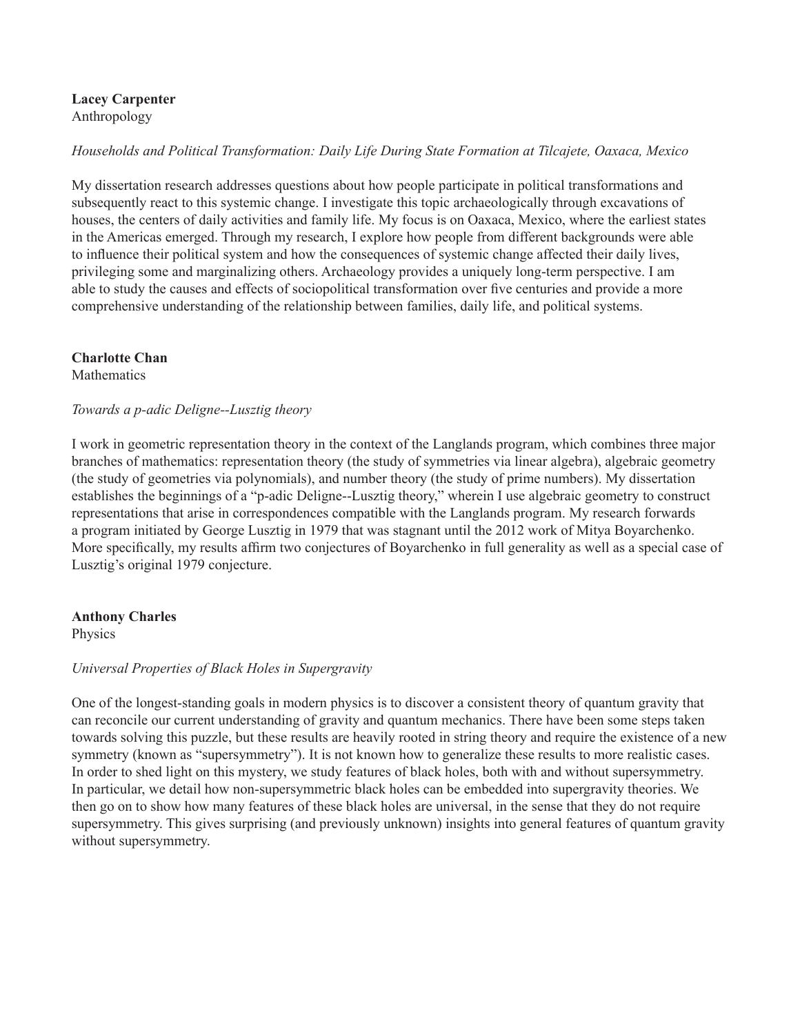**Lacey Carpenter**
Anthropology

*Households and Political Transformation: Daily Life During State Formation at Tilcajete, Oaxaca, Mexico*

My dissertation research addresses questions about how people participate in political transformations and subsequently react to this systemic change. I investigate this topic archaeologically through excavations of houses, the centers of daily activities and family life. My focus is on Oaxaca, Mexico, where the earliest states in the Americas emerged. Through my research, I explore how people from different backgrounds were able to influence their political system and how the consequences of systemic change affected their daily lives, privileging some and marginalizing others. Archaeology provides a uniquely long-term perspective. I am able to study the causes and effects of sociopolitical transformation over five centuries and provide a more comprehensive understanding of the relationship between families, daily life, and political systems.

**Charlotte Chan**
Mathematics

*Towards a p-adic Deligne--Lusztig theory*

I work in geometric representation theory in the context of the Langlands program, which combines three major branches of mathematics: representation theory (the study of symmetries via linear algebra), algebraic geometry (the study of geometries via polynomials), and number theory (the study of prime numbers). My dissertation establishes the beginnings of a "p-adic Deligne--Lusztig theory," wherein I use algebraic geometry to construct representations that arise in correspondences compatible with the Langlands program. My research forwards a program initiated by George Lusztig in 1979 that was stagnant until the 2012 work of Mitya Boyarchenko. More specifically, my results affirm two conjectures of Boyarchenko in full generality as well as a special case of Lusztig's original 1979 conjecture.

**Anthony Charles**
Physics

*Universal Properties of Black Holes in Supergravity*

One of the longest-standing goals in modern physics is to discover a consistent theory of quantum gravity that can reconcile our current understanding of gravity and quantum mechanics. There have been some steps taken towards solving this puzzle, but these results are heavily rooted in string theory and require the existence of a new symmetry (known as "supersymmetry"). It is not known how to generalize these results to more realistic cases. In order to shed light on this mystery, we study features of black holes, both with and without supersymmetry. In particular, we detail how non-supersymmetric black holes can be embedded into supergravity theories. We then go on to show how many features of these black holes are universal, in the sense that they do not require supersymmetry. This gives surprising (and previously unknown) insights into general features of quantum gravity without supersymmetry.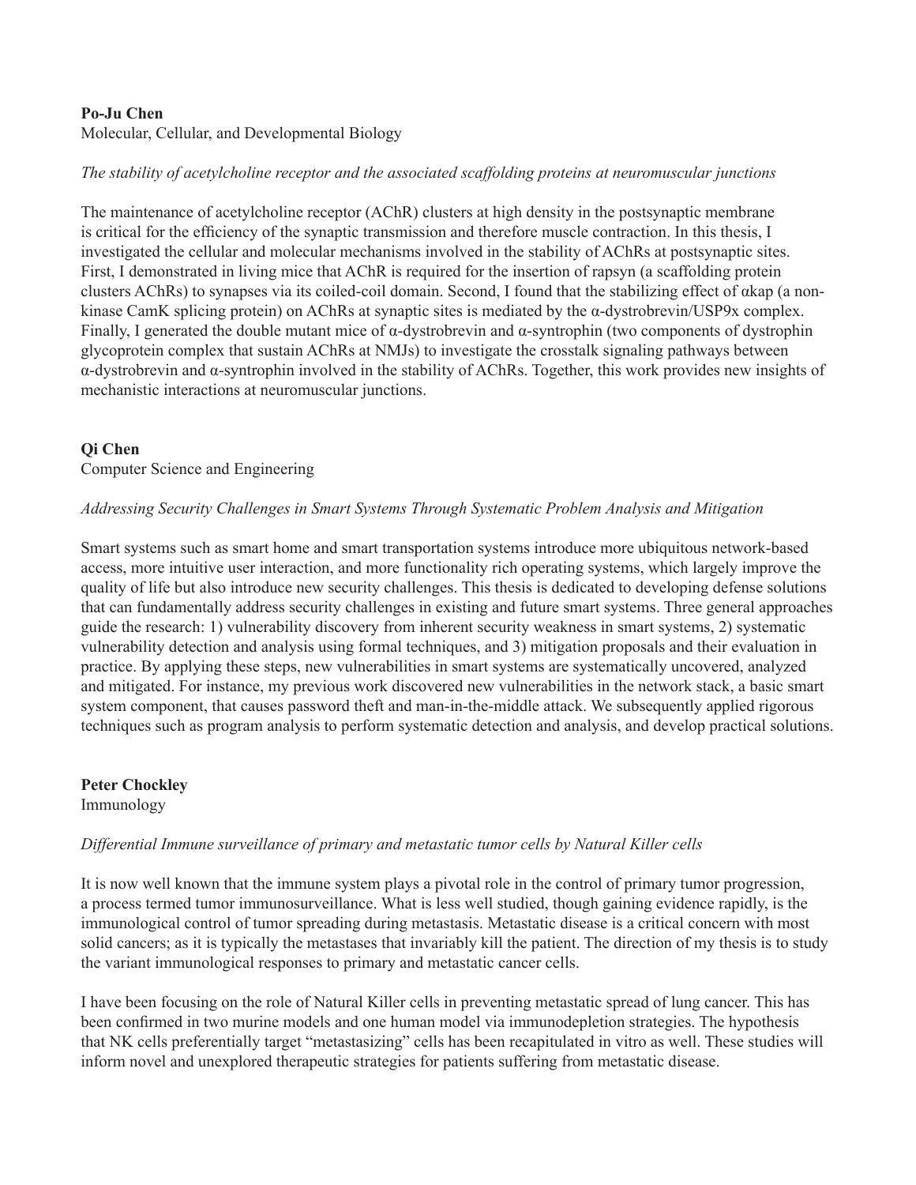**Po-Ju Chen**
Molecular, Cellular, and Developmental Biology

*The stability of acetylcholine receptor and the associated scaffolding proteins at neuromuscular junctions*

The maintenance of acetylcholine receptor (AChR) clusters at high density in the postsynaptic membrane is critical for the efficiency of the synaptic transmission and therefore muscle contraction. In this thesis, I investigated the cellular and molecular mechanisms involved in the stability of AChRs at postsynaptic sites. First, I demonstrated in living mice that AChR is required for the insertion of rapsyn (a scaffolding protein clusters AChRs) to synapses via its coiled-coil domain. Second, I found that the stabilizing effect of αkap (a non-kinase CamK splicing protein) on AChRs at synaptic sites is mediated by the α-dystrobrevin/USP9x complex. Finally, I generated the double mutant mice of α-dystrobrevin and α-syntrophin (two components of dystrophin glycoprotein complex that sustain AChRs at NMJs) to investigate the crosstalk signaling pathways between α-dystrobrevin and α-syntrophin involved in the stability of AChRs. Together, this work provides new insights of mechanistic interactions at neuromuscular junctions.

**Qi Chen**
Computer Science and Engineering

*Addressing Security Challenges in Smart Systems Through Systematic Problem Analysis and Mitigation*

Smart systems such as smart home and smart transportation systems introduce more ubiquitous network-based access, more intuitive user interaction, and more functionality rich operating systems, which largely improve the quality of life but also introduce new security challenges. This thesis is dedicated to developing defense solutions that can fundamentally address security challenges in existing and future smart systems. Three general approaches guide the research: 1) vulnerability discovery from inherent security weakness in smart systems, 2) systematic vulnerability detection and analysis using formal techniques, and 3) mitigation proposals and their evaluation in practice. By applying these steps, new vulnerabilities in smart systems are systematically uncovered, analyzed and mitigated. For instance, my previous work discovered new vulnerabilities in the network stack, a basic smart system component, that causes password theft and man-in-the-middle attack. We subsequently applied rigorous techniques such as program analysis to perform systematic detection and analysis, and develop practical solutions.

**Peter Chockley**
Immunology

*Differential Immune surveillance of primary and metastatic tumor cells by Natural Killer cells*

It is now well known that the immune system plays a pivotal role in the control of primary tumor progression, a process termed tumor immunosurveillance. What is less well studied, though gaining evidence rapidly, is the immunological control of tumor spreading during metastasis. Metastatic disease is a critical concern with most solid cancers; as it is typically the metastases that invariably kill the patient. The direction of my thesis is to study the variant immunological responses to primary and metastatic cancer cells.

I have been focusing on the role of Natural Killer cells in preventing metastatic spread of lung cancer. This has been confirmed in two murine models and one human model via immunodepletion strategies. The hypothesis that NK cells preferentially target "metastasizing" cells has been recapitulated in vitro as well. These studies will inform novel and unexplored therapeutic strategies for patients suffering from metastatic disease.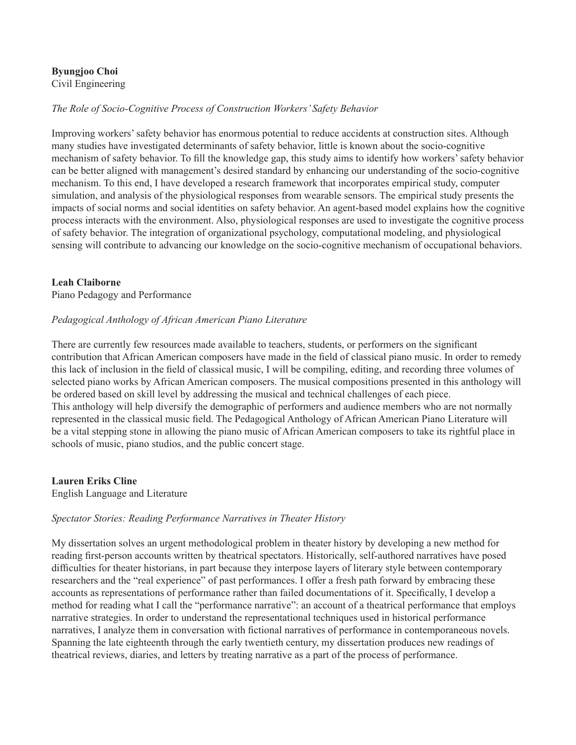**Byungjoo Choi**
Civil Engineering

*The Role of Socio-Cognitive Process of Construction Workers' Safety Behavior*

Improving workers' safety behavior has enormous potential to reduce accidents at construction sites. Although many studies have investigated determinants of safety behavior, little is known about the socio-cognitive mechanism of safety behavior. To fill the knowledge gap, this study aims to identify how workers' safety behavior can be better aligned with management's desired standard by enhancing our understanding of the socio-cognitive mechanism. To this end, I have developed a research framework that incorporates empirical study, computer simulation, and analysis of the physiological responses from wearable sensors. The empirical study presents the impacts of social norms and social identities on safety behavior. An agent-based model explains how the cognitive process interacts with the environment. Also, physiological responses are used to investigate the cognitive process of safety behavior. The integration of organizational psychology, computational modeling, and physiological sensing will contribute to advancing our knowledge on the socio-cognitive mechanism of occupational behaviors.

**Leah Claiborne**
Piano Pedagogy and Performance

*Pedagogical Anthology of African American Piano Literature*

There are currently few resources made available to teachers, students, or performers on the significant contribution that African American composers have made in the field of classical piano music. In order to remedy this lack of inclusion in the field of classical music, I will be compiling, editing, and recording three volumes of selected piano works by African American composers. The musical compositions presented in this anthology will be ordered based on skill level by addressing the musical and technical challenges of each piece.
This anthology will help diversify the demographic of performers and audience members who are not normally represented in the classical music field. The Pedagogical Anthology of African American Piano Literature will be a vital stepping stone in allowing the piano music of African American composers to take its rightful place in schools of music, piano studios, and the public concert stage.

**Lauren Eriks Cline**
English Language and Literature

*Spectator Stories: Reading Performance Narratives in Theater History*

My dissertation solves an urgent methodological problem in theater history by developing a new method for reading first-person accounts written by theatrical spectators. Historically, self-authored narratives have posed difficulties for theater historians, in part because they interpose layers of literary style between contemporary researchers and the "real experience" of past performances. I offer a fresh path forward by embracing these accounts as representations of performance rather than failed documentations of it. Specifically, I develop a method for reading what I call the "performance narrative": an account of a theatrical performance that employs narrative strategies. In order to understand the representational techniques used in historical performance narratives, I analyze them in conversation with fictional narratives of performance in contemporaneous novels. Spanning the late eighteenth through the early twentieth century, my dissertation produces new readings of theatrical reviews, diaries, and letters by treating narrative as a part of the process of performance.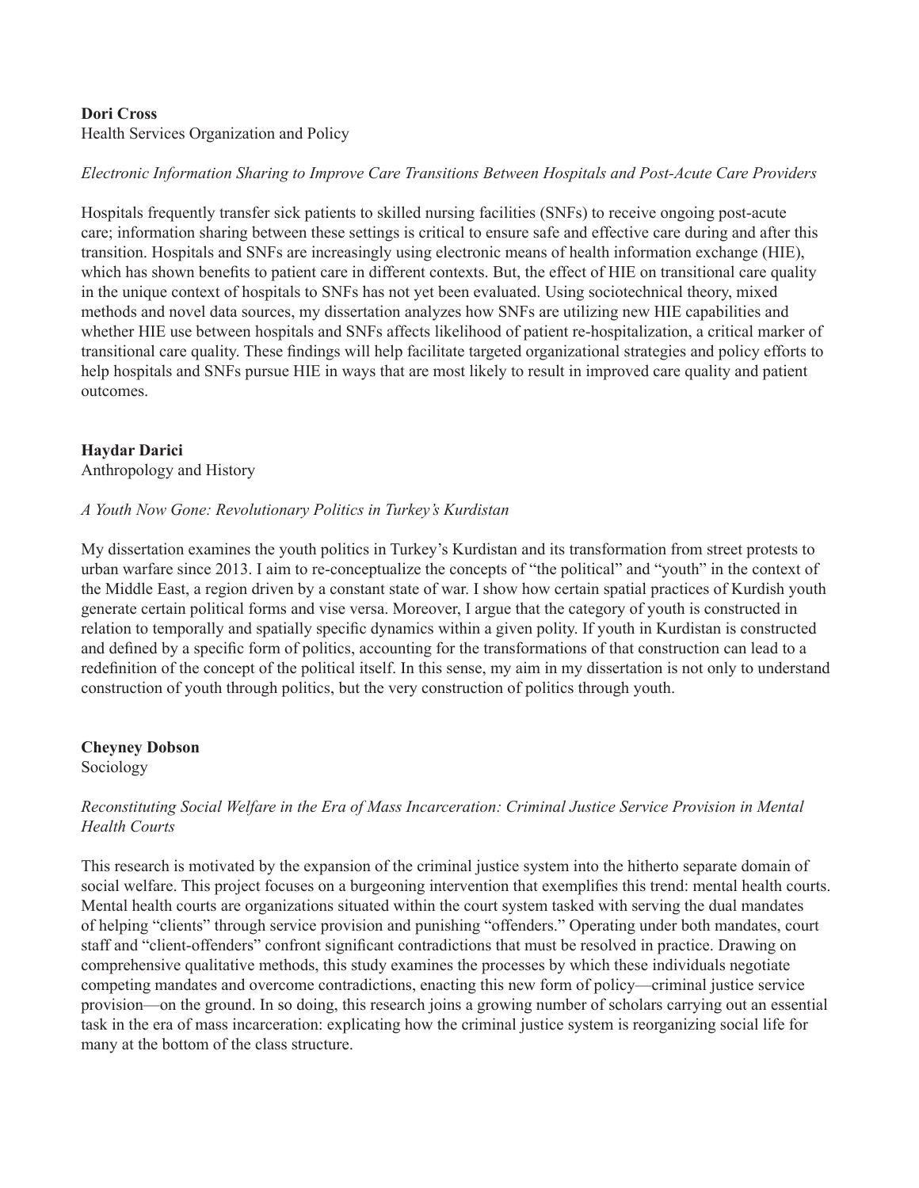**Dori Cross**
Health Services Organization and Policy

*Electronic Information Sharing to Improve Care Transitions Between Hospitals and Post-Acute Care Providers*

Hospitals frequently transfer sick patients to skilled nursing facilities (SNFs) to receive ongoing post-acute care; information sharing between these settings is critical to ensure safe and effective care during and after this transition. Hospitals and SNFs are increasingly using electronic means of health information exchange (HIE), which has shown benefits to patient care in different contexts. But, the effect of HIE on transitional care quality in the unique context of hospitals to SNFs has not yet been evaluated. Using sociotechnical theory, mixed methods and novel data sources, my dissertation analyzes how SNFs are utilizing new HIE capabilities and whether HIE use between hospitals and SNFs affects likelihood of patient re-hospitalization, a critical marker of transitional care quality. These findings will help facilitate targeted organizational strategies and policy efforts to help hospitals and SNFs pursue HIE in ways that are most likely to result in improved care quality and patient outcomes.

**Haydar Darici**
Anthropology and History

*A Youth Now Gone: Revolutionary Politics in Turkey's Kurdistan*

My dissertation examines the youth politics in Turkey's Kurdistan and its transformation from street protests to urban warfare since 2013. I aim to re-conceptualize the concepts of "the political" and "youth" in the context of the Middle East, a region driven by a constant state of war. I show how certain spatial practices of Kurdish youth generate certain political forms and vise versa. Moreover, I argue that the category of youth is constructed in relation to temporally and spatially specific dynamics within a given polity. If youth in Kurdistan is constructed and defined by a specific form of politics, accounting for the transformations of that construction can lead to a redefinition of the concept of the political itself. In this sense, my aim in my dissertation is not only to understand construction of youth through politics, but the very construction of politics through youth.

**Cheyney Dobson**
Sociology

*Reconstituting Social Welfare in the Era of Mass Incarceration: Criminal Justice Service Provision in Mental Health Courts*

This research is motivated by the expansion of the criminal justice system into the hitherto separate domain of social welfare. This project focuses on a burgeoning intervention that exemplifies this trend: mental health courts. Mental health courts are organizations situated within the court system tasked with serving the dual mandates of helping "clients" through service provision and punishing "offenders." Operating under both mandates, court staff and "client-offenders" confront significant contradictions that must be resolved in practice. Drawing on comprehensive qualitative methods, this study examines the processes by which these individuals negotiate competing mandates and overcome contradictions, enacting this new form of policy—criminal justice service provision—on the ground. In so doing, this research joins a growing number of scholars carrying out an essential task in the era of mass incarceration: explicating how the criminal justice system is reorganizing social life for many at the bottom of the class structure.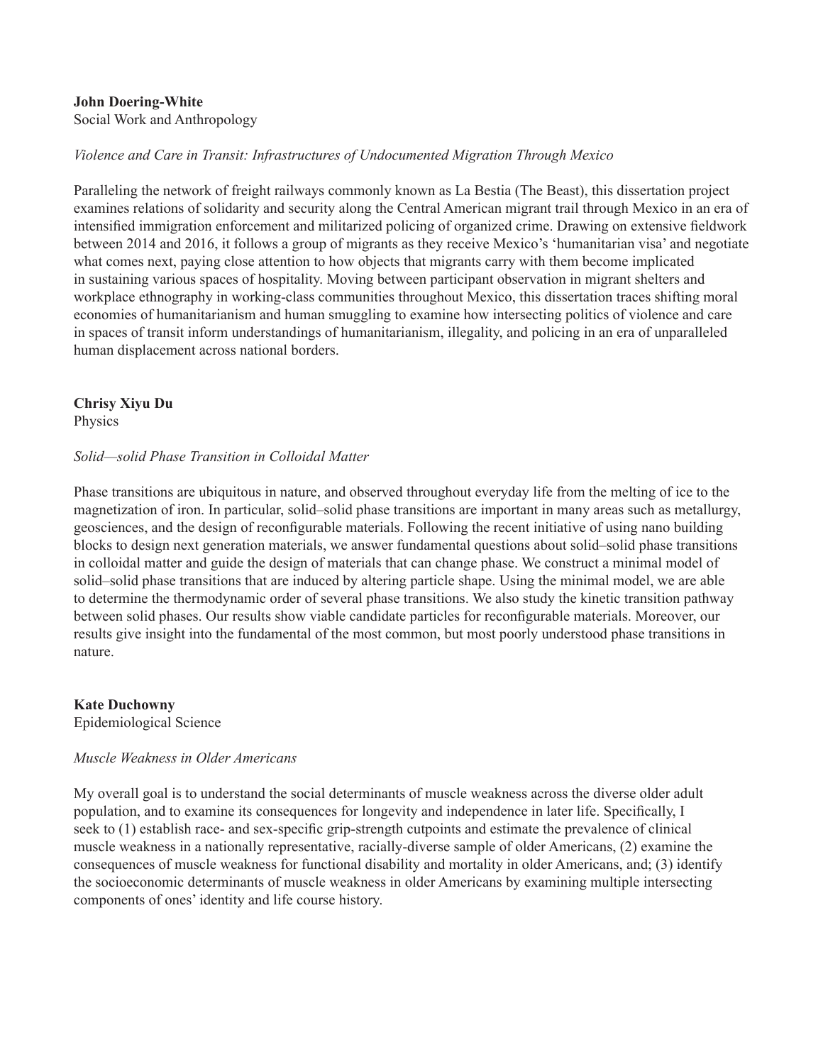**John Doering-White**
Social Work and Anthropology

*Violence and Care in Transit: Infrastructures of Undocumented Migration Through Mexico*

Paralleling the network of freight railways commonly known as La Bestia (The Beast), this dissertation project examines relations of solidarity and security along the Central American migrant trail through Mexico in an era of intensified immigration enforcement and militarized policing of organized crime. Drawing on extensive fieldwork between 2014 and 2016, it follows a group of migrants as they receive Mexico's 'humanitarian visa' and negotiate what comes next, paying close attention to how objects that migrants carry with them become implicated in sustaining various spaces of hospitality. Moving between participant observation in migrant shelters and workplace ethnography in working-class communities throughout Mexico, this dissertation traces shifting moral economies of humanitarianism and human smuggling to examine how intersecting politics of violence and care in spaces of transit inform understandings of humanitarianism, illegality, and policing in an era of unparalleled human displacement across national borders.

**Chrisy Xiyu Du**
Physics

*Solid—solid Phase Transition in Colloidal Matter*

Phase transitions are ubiquitous in nature, and observed throughout everyday life from the melting of ice to the magnetization of iron. In particular, solid–solid phase transitions are important in many areas such as metallurgy, geosciences, and the design of reconfigurable materials. Following the recent initiative of using nano building blocks to design next generation materials, we answer fundamental questions about solid–solid phase transitions in colloidal matter and guide the design of materials that can change phase. We construct a minimal model of solid–solid phase transitions that are induced by altering particle shape. Using the minimal model, we are able to determine the thermodynamic order of several phase transitions. We also study the kinetic transition pathway between solid phases. Our results show viable candidate particles for reconfigurable materials. Moreover, our results give insight into the fundamental of the most common, but most poorly understood phase transitions in nature.

**Kate Duchowny**
Epidemiological Science

*Muscle Weakness in Older Americans*

My overall goal is to understand the social determinants of muscle weakness across the diverse older adult population, and to examine its consequences for longevity and independence in later life. Specifically, I seek to (1) establish race- and sex-specific grip-strength cutpoints and estimate the prevalence of clinical muscle weakness in a nationally representative, racially-diverse sample of older Americans, (2) examine the consequences of muscle weakness for functional disability and mortality in older Americans, and; (3) identify the socioeconomic determinants of muscle weakness in older Americans by examining multiple intersecting components of ones' identity and life course history.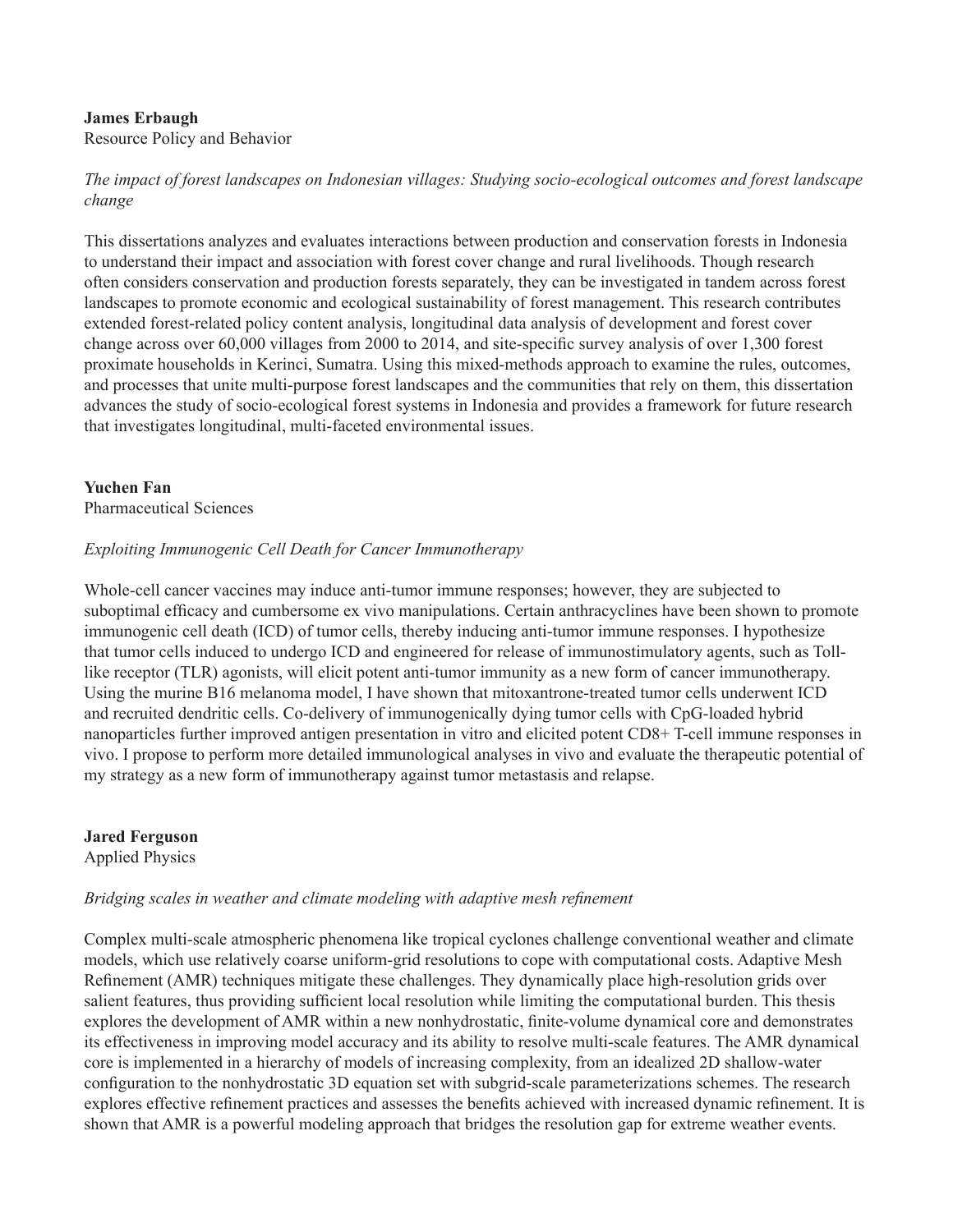**James Erbaugh**
Resource Policy and Behavior

*The impact of forest landscapes on Indonesian villages: Studying socio-ecological outcomes and forest landscape change*

This dissertations analyzes and evaluates interactions between production and conservation forests in Indonesia to understand their impact and association with forest cover change and rural livelihoods. Though research often considers conservation and production forests separately, they can be investigated in tandem across forest landscapes to promote economic and ecological sustainability of forest management. This research contributes extended forest-related policy content analysis, longitudinal data analysis of development and forest cover change across over 60,000 villages from 2000 to 2014, and site-specific survey analysis of over 1,300 forest proximate households in Kerinci, Sumatra. Using this mixed-methods approach to examine the rules, outcomes, and processes that unite multi-purpose forest landscapes and the communities that rely on them, this dissertation advances the study of socio-ecological forest systems in Indonesia and provides a framework for future research that investigates longitudinal, multi-faceted environmental issues.

**Yuchen Fan**
Pharmaceutical Sciences

*Exploiting Immunogenic Cell Death for Cancer Immunotherapy*

Whole-cell cancer vaccines may induce anti-tumor immune responses; however, they are subjected to suboptimal efficacy and cumbersome ex vivo manipulations. Certain anthracyclines have been shown to promote immunogenic cell death (ICD) of tumor cells, thereby inducing anti-tumor immune responses. I hypothesize that tumor cells induced to undergo ICD and engineered for release of immunostimulatory agents, such as Toll-like receptor (TLR) agonists, will elicit potent anti-tumor immunity as a new form of cancer immunotherapy. Using the murine B16 melanoma model, I have shown that mitoxantrone-treated tumor cells underwent ICD and recruited dendritic cells. Co-delivery of immunogenically dying tumor cells with CpG-loaded hybrid nanoparticles further improved antigen presentation in vitro and elicited potent CD8+ T-cell immune responses in vivo. I propose to perform more detailed immunological analyses in vivo and evaluate the therapeutic potential of my strategy as a new form of immunotherapy against tumor metastasis and relapse.

**Jared Ferguson**
Applied Physics

*Bridging scales in weather and climate modeling with adaptive mesh refinement*

Complex multi-scale atmospheric phenomena like tropical cyclones challenge conventional weather and climate models, which use relatively coarse uniform-grid resolutions to cope with computational costs. Adaptive Mesh Refinement (AMR) techniques mitigate these challenges. They dynamically place high-resolution grids over salient features, thus providing sufficient local resolution while limiting the computational burden. This thesis explores the development of AMR within a new nonhydrostatic, finite-volume dynamical core and demonstrates its effectiveness in improving model accuracy and its ability to resolve multi-scale features. The AMR dynamical core is implemented in a hierarchy of models of increasing complexity, from an idealized 2D shallow-water configuration to the nonhydrostatic 3D equation set with subgrid-scale parameterizations schemes. The research explores effective refinement practices and assesses the benefits achieved with increased dynamic refinement. It is shown that AMR is a powerful modeling approach that bridges the resolution gap for extreme weather events.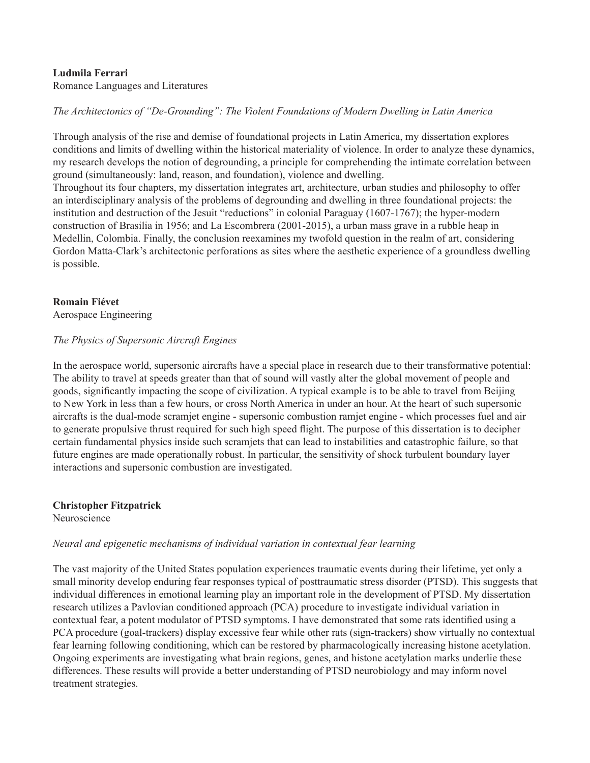**Ludmila Ferrari**
Romance Languages and Literatures

*The Architectonics of "De-Grounding": The Violent Foundations of Modern Dwelling in Latin America*

Through analysis of the rise and demise of foundational projects in Latin America, my dissertation explores conditions and limits of dwelling within the historical materiality of violence. In order to analyze these dynamics, my research develops the notion of degrounding, a principle for comprehending the intimate correlation between ground (simultaneously: land, reason, and foundation), violence and dwelling.
Throughout its four chapters, my dissertation integrates art, architecture, urban studies and philosophy to offer an interdisciplinary analysis of the problems of degrounding and dwelling in three foundational projects: the institution and destruction of the Jesuit "reductions" in colonial Paraguay (1607-1767); the hyper-modern construction of Brasilia in 1956; and La Escombrera (2001-2015), a urban mass grave in a rubble heap in Medellin, Colombia. Finally, the conclusion reexamines my twofold question in the realm of art, considering Gordon Matta-Clark's architectonic perforations as sites where the aesthetic experience of a groundless dwelling is possible.

**Romain Fiévet**
Aerospace Engineering

*The Physics of Supersonic Aircraft Engines*

In the aerospace world, supersonic aircrafts have a special place in research due to their transformative potential: The ability to travel at speeds greater than that of sound will vastly alter the global movement of people and goods, significantly impacting the scope of civilization. A typical example is to be able to travel from Beijing to New York in less than a few hours, or cross North America in under an hour. At the heart of such supersonic aircrafts is the dual-mode scramjet engine - supersonic combustion ramjet engine - which processes fuel and air to generate propulsive thrust required for such high speed flight. The purpose of this dissertation is to decipher certain fundamental physics inside such scramjets that can lead to instabilities and catastrophic failure, so that future engines are made operationally robust. In particular, the sensitivity of shock turbulent boundary layer interactions and supersonic combustion are investigated.

**Christopher Fitzpatrick**
Neuroscience

*Neural and epigenetic mechanisms of individual variation in contextual fear learning*

The vast majority of the United States population experiences traumatic events during their lifetime, yet only a small minority develop enduring fear responses typical of posttraumatic stress disorder (PTSD). This suggests that individual differences in emotional learning play an important role in the development of PTSD. My dissertation research utilizes a Pavlovian conditioned approach (PCA) procedure to investigate individual variation in contextual fear, a potent modulator of PTSD symptoms. I have demonstrated that some rats identified using a PCA procedure (goal-trackers) display excessive fear while other rats (sign-trackers) show virtually no contextual fear learning following conditioning, which can be restored by pharmacologically increasing histone acetylation. Ongoing experiments are investigating what brain regions, genes, and histone acetylation marks underlie these differences. These results will provide a better understanding of PTSD neurobiology and may inform novel treatment strategies.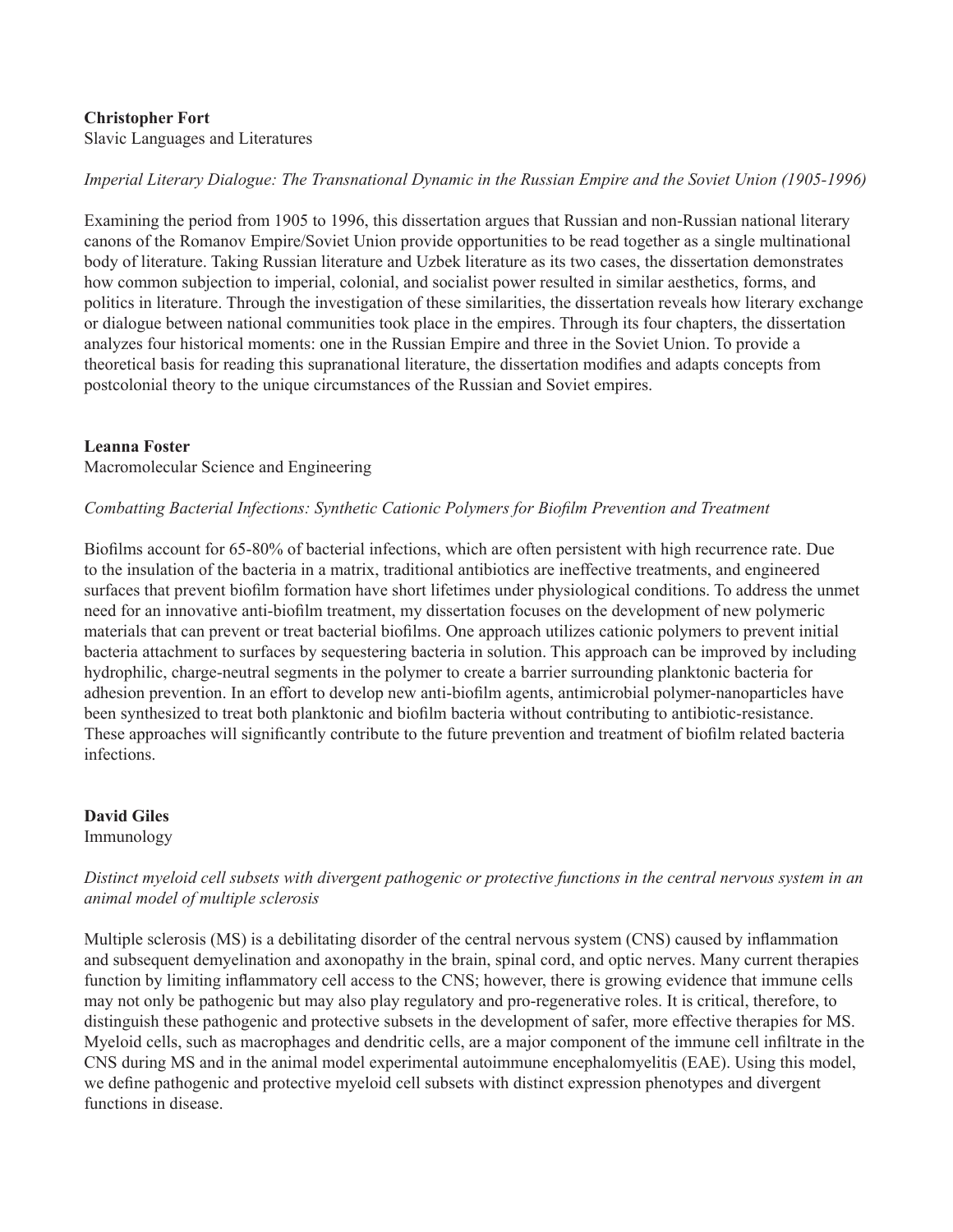**Christopher Fort**
Slavic Languages and Literatures

*Imperial Literary Dialogue: The Transnational Dynamic in the Russian Empire and the Soviet Union (1905-1996)*

Examining the period from 1905 to 1996, this dissertation argues that Russian and non-Russian national literary canons of the Romanov Empire/Soviet Union provide opportunities to be read together as a single multinational body of literature. Taking Russian literature and Uzbek literature as its two cases, the dissertation demonstrates how common subjection to imperial, colonial, and socialist power resulted in similar aesthetics, forms, and politics in literature. Through the investigation of these similarities, the dissertation reveals how literary exchange or dialogue between national communities took place in the empires. Through its four chapters, the dissertation analyzes four historical moments: one in the Russian Empire and three in the Soviet Union. To provide a theoretical basis for reading this supranational literature, the dissertation modifies and adapts concepts from postcolonial theory to the unique circumstances of the Russian and Soviet empires.

**Leanna Foster**
Macromolecular Science and Engineering

*Combatting Bacterial Infections: Synthetic Cationic Polymers for Biofilm Prevention and Treatment*

Biofilms account for 65-80% of bacterial infections, which are often persistent with high recurrence rate. Due to the insulation of the bacteria in a matrix, traditional antibiotics are ineffective treatments, and engineered surfaces that prevent biofilm formation have short lifetimes under physiological conditions. To address the unmet need for an innovative anti-biofilm treatment, my dissertation focuses on the development of new polymeric materials that can prevent or treat bacterial biofilms. One approach utilizes cationic polymers to prevent initial bacteria attachment to surfaces by sequestering bacteria in solution. This approach can be improved by including hydrophilic, charge-neutral segments in the polymer to create a barrier surrounding planktonic bacteria for adhesion prevention. In an effort to develop new anti-biofilm agents, antimicrobial polymer-nanoparticles have been synthesized to treat both planktonic and biofilm bacteria without contributing to antibiotic-resistance. These approaches will significantly contribute to the future prevention and treatment of biofilm related bacteria infections.

**David Giles**
Immunology

*Distinct myeloid cell subsets with divergent pathogenic or protective functions in the central nervous system in an animal model of multiple sclerosis*

Multiple sclerosis (MS) is a debilitating disorder of the central nervous system (CNS) caused by inflammation and subsequent demyelination and axonopathy in the brain, spinal cord, and optic nerves. Many current therapies function by limiting inflammatory cell access to the CNS; however, there is growing evidence that immune cells may not only be pathogenic but may also play regulatory and pro-regenerative roles. It is critical, therefore, to distinguish these pathogenic and protective subsets in the development of safer, more effective therapies for MS. Myeloid cells, such as macrophages and dendritic cells, are a major component of the immune cell infiltrate in the CNS during MS and in the animal model experimental autoimmune encephalomyelitis (EAE). Using this model, we define pathogenic and protective myeloid cell subsets with distinct expression phenotypes and divergent functions in disease.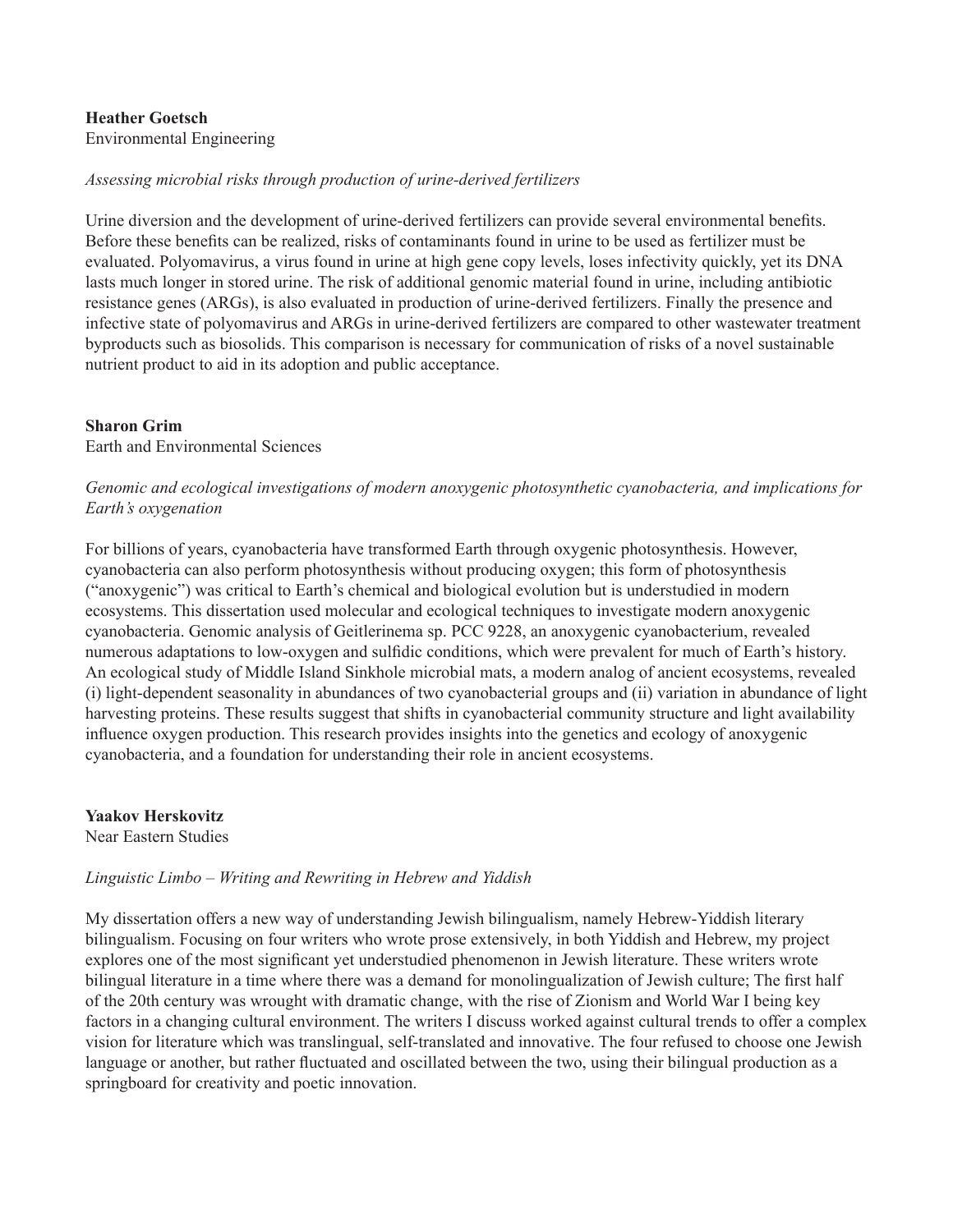**Heather Goetsch**
Environmental Engineering

*Assessing microbial risks through production of urine-derived fertilizers*

Urine diversion and the development of urine-derived fertilizers can provide several environmental benefits. Before these benefits can be realized, risks of contaminants found in urine to be used as fertilizer must be evaluated. Polyomavirus, a virus found in urine at high gene copy levels, loses infectivity quickly, yet its DNA lasts much longer in stored urine. The risk of additional genomic material found in urine, including antibiotic resistance genes (ARGs), is also evaluated in production of urine-derived fertilizers. Finally the presence and infective state of polyomavirus and ARGs in urine-derived fertilizers are compared to other wastewater treatment byproducts such as biosolids. This comparison is necessary for communication of risks of a novel sustainable nutrient product to aid in its adoption and public acceptance.

**Sharon Grim**
Earth and Environmental Sciences

*Genomic and ecological investigations of modern anoxygenic photosynthetic cyanobacteria, and implications for Earth's oxygenation*

For billions of years, cyanobacteria have transformed Earth through oxygenic photosynthesis. However, cyanobacteria can also perform photosynthesis without producing oxygen; this form of photosynthesis ("anoxygenic") was critical to Earth's chemical and biological evolution but is understudied in modern ecosystems. This dissertation used molecular and ecological techniques to investigate modern anoxygenic cyanobacteria. Genomic analysis of Geitlerinema sp. PCC 9228, an anoxygenic cyanobacterium, revealed numerous adaptations to low-oxygen and sulfidic conditions, which were prevalent for much of Earth's history. An ecological study of Middle Island Sinkhole microbial mats, a modern analog of ancient ecosystems, revealed (i) light-dependent seasonality in abundances of two cyanobacterial groups and (ii) variation in abundance of light harvesting proteins. These results suggest that shifts in cyanobacterial community structure and light availability influence oxygen production. This research provides insights into the genetics and ecology of anoxygenic cyanobacteria, and a foundation for understanding their role in ancient ecosystems.

**Yaakov Herskovitz**
Near Eastern Studies

*Linguistic Limbo – Writing and Rewriting in Hebrew and Yiddish*

My dissertation offers a new way of understanding Jewish bilingualism, namely Hebrew-Yiddish literary bilingualism. Focusing on four writers who wrote prose extensively, in both Yiddish and Hebrew, my project explores one of the most significant yet understudied phenomenon in Jewish literature. These writers wrote bilingual literature in a time where there was a demand for monolingualization of Jewish culture; The first half of the 20th century was wrought with dramatic change, with the rise of Zionism and World War I being key factors in a changing cultural environment. The writers I discuss worked against cultural trends to offer a complex vision for literature which was translingual, self-translated and innovative. The four refused to choose one Jewish language or another, but rather fluctuated and oscillated between the two, using their bilingual production as a springboard for creativity and poetic innovation.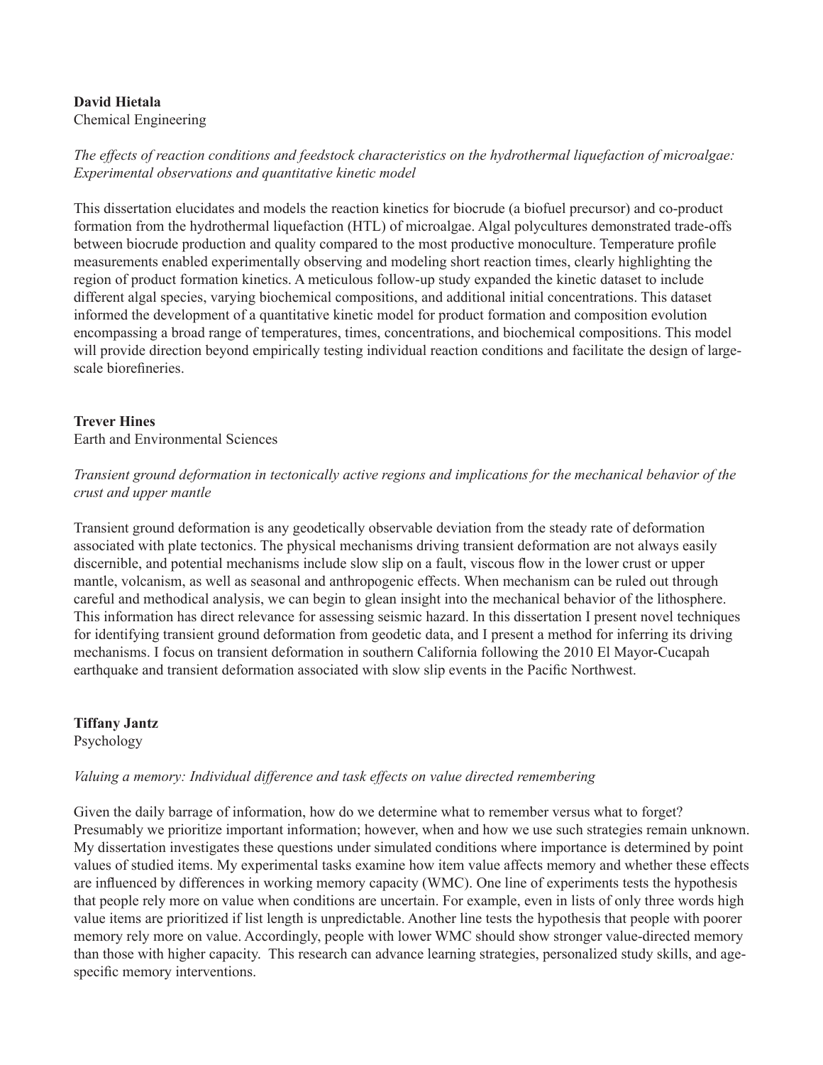**David Hietala**
Chemical Engineering

*The effects of reaction conditions and feedstock characteristics on the hydrothermal liquefaction of microalgae: Experimental observations and quantitative kinetic model*

This dissertation elucidates and models the reaction kinetics for biocrude (a biofuel precursor) and co-product formation from the hydrothermal liquefaction (HTL) of microalgae. Algal polycultures demonstrated trade-offs between biocrude production and quality compared to the most productive monoculture. Temperature profile measurements enabled experimentally observing and modeling short reaction times, clearly highlighting the region of product formation kinetics. A meticulous follow-up study expanded the kinetic dataset to include different algal species, varying biochemical compositions, and additional initial concentrations. This dataset informed the development of a quantitative kinetic model for product formation and composition evolution encompassing a broad range of temperatures, times, concentrations, and biochemical compositions. This model will provide direction beyond empirically testing individual reaction conditions and facilitate the design of large-scale biorefineries.

**Trever Hines**
Earth and Environmental Sciences

*Transient ground deformation in tectonically active regions and implications for the mechanical behavior of the crust and upper mantle*

Transient ground deformation is any geodetically observable deviation from the steady rate of deformation associated with plate tectonics. The physical mechanisms driving transient deformation are not always easily discernible, and potential mechanisms include slow slip on a fault, viscous flow in the lower crust or upper mantle, volcanism, as well as seasonal and anthropogenic effects. When mechanism can be ruled out through careful and methodical analysis, we can begin to glean insight into the mechanical behavior of the lithosphere. This information has direct relevance for assessing seismic hazard. In this dissertation I present novel techniques for identifying transient ground deformation from geodetic data, and I present a method for inferring its driving mechanisms. I focus on transient deformation in southern California following the 2010 El Mayor-Cucapah earthquake and transient deformation associated with slow slip events in the Pacific Northwest.

**Tiffany Jantz**
Psychology

*Valuing a memory: Individual difference and task effects on value directed remembering*

Given the daily barrage of information, how do we determine what to remember versus what to forget? Presumably we prioritize important information; however, when and how we use such strategies remain unknown. My dissertation investigates these questions under simulated conditions where importance is determined by point values of studied items. My experimental tasks examine how item value affects memory and whether these effects are influenced by differences in working memory capacity (WMC). One line of experiments tests the hypothesis that people rely more on value when conditions are uncertain. For example, even in lists of only three words high value items are prioritized if list length is unpredictable. Another line tests the hypothesis that people with poorer memory rely more on value. Accordingly, people with lower WMC should show stronger value-directed memory than those with higher capacity. This research can advance learning strategies, personalized study skills, and age-specific memory interventions.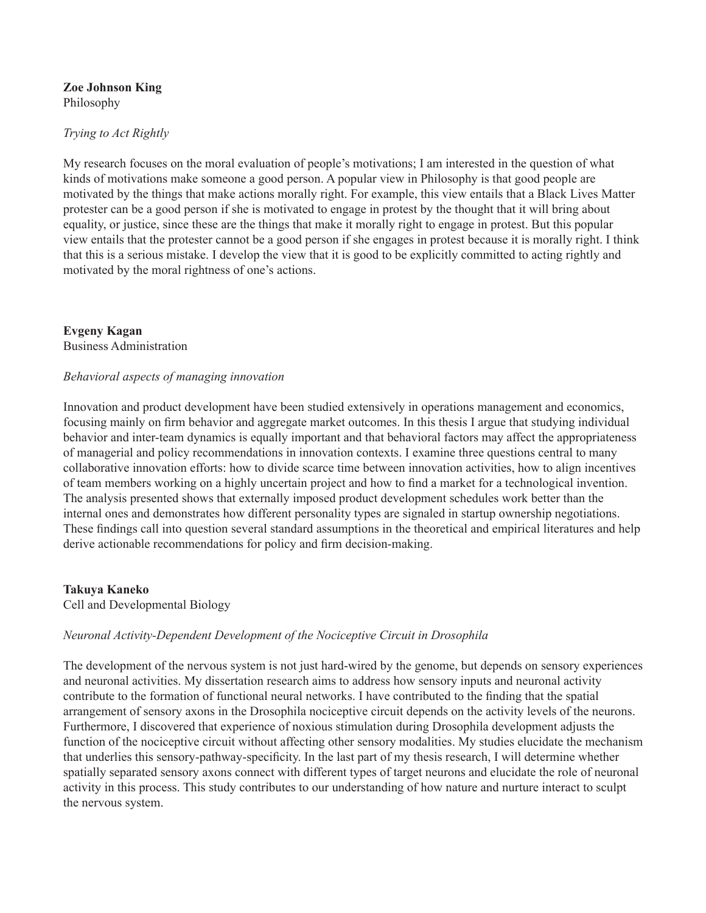**Zoe Johnson King**
Philosophy

*Trying to Act Rightly*

My research focuses on the moral evaluation of people's motivations; I am interested in the question of what kinds of motivations make someone a good person. A popular view in Philosophy is that good people are motivated by the things that make actions morally right. For example, this view entails that a Black Lives Matter protester can be a good person if she is motivated to engage in protest by the thought that it will bring about equality, or justice, since these are the things that make it morally right to engage in protest. But this popular view entails that the protester cannot be a good person if she engages in protest because it is morally right. I think that this is a serious mistake. I develop the view that it is good to be explicitly committed to acting rightly and motivated by the moral rightness of one's actions.

**Evgeny Kagan**
Business Administration

*Behavioral aspects of managing innovation*

Innovation and product development have been studied extensively in operations management and economics, focusing mainly on firm behavior and aggregate market outcomes. In this thesis I argue that studying individual behavior and inter-team dynamics is equally important and that behavioral factors may affect the appropriateness of managerial and policy recommendations in innovation contexts. I examine three questions central to many collaborative innovation efforts: how to divide scarce time between innovation activities, how to align incentives of team members working on a highly uncertain project and how to find a market for a technological invention. The analysis presented shows that externally imposed product development schedules work better than the internal ones and demonstrates how different personality types are signaled in startup ownership negotiations. These findings call into question several standard assumptions in the theoretical and empirical literatures and help derive actionable recommendations for policy and firm decision-making.

**Takuya Kaneko**
Cell and Developmental Biology

*Neuronal Activity-Dependent Development of the Nociceptive Circuit in Drosophila*

The development of the nervous system is not just hard-wired by the genome, but depends on sensory experiences and neuronal activities. My dissertation research aims to address how sensory inputs and neuronal activity contribute to the formation of functional neural networks. I have contributed to the finding that the spatial arrangement of sensory axons in the Drosophila nociceptive circuit depends on the activity levels of the neurons. Furthermore, I discovered that experience of noxious stimulation during Drosophila development adjusts the function of the nociceptive circuit without affecting other sensory modalities. My studies elucidate the mechanism that underlies this sensory-pathway-specificity. In the last part of my thesis research, I will determine whether spatially separated sensory axons connect with different types of target neurons and elucidate the role of neuronal activity in this process. This study contributes to our understanding of how nature and nurture interact to sculpt the nervous system.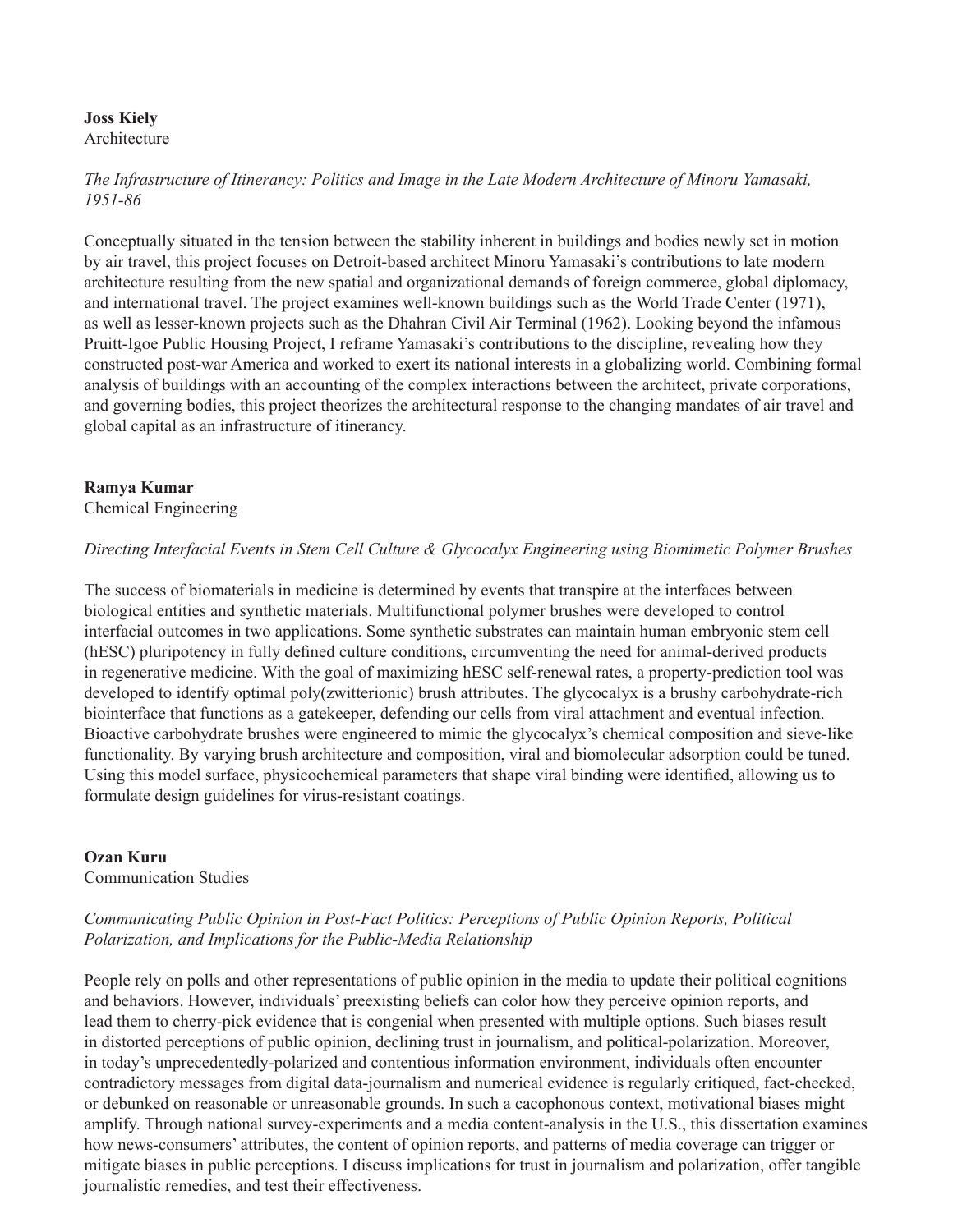**Joss Kiely**
Architecture

*The Infrastructure of Itinerancy: Politics and Image in the Late Modern Architecture of Minoru Yamasaki, 1951-86*

Conceptually situated in the tension between the stability inherent in buildings and bodies newly set in motion by air travel, this project focuses on Detroit-based architect Minoru Yamasaki's contributions to late modern architecture resulting from the new spatial and organizational demands of foreign commerce, global diplomacy, and international travel. The project examines well-known buildings such as the World Trade Center (1971), as well as lesser-known projects such as the Dhahran Civil Air Terminal (1962). Looking beyond the infamous Pruitt-Igoe Public Housing Project, I reframe Yamasaki's contributions to the discipline, revealing how they constructed post-war America and worked to exert its national interests in a globalizing world. Combining formal analysis of buildings with an accounting of the complex interactions between the architect, private corporations, and governing bodies, this project theorizes the architectural response to the changing mandates of air travel and global capital as an infrastructure of itinerancy.

**Ramya Kumar**
Chemical Engineering

*Directing Interfacial Events in Stem Cell Culture & Glycocalyx Engineering using Biomimetic Polymer Brushes*

The success of biomaterials in medicine is determined by events that transpire at the interfaces between biological entities and synthetic materials. Multifunctional polymer brushes were developed to control interfacial outcomes in two applications. Some synthetic substrates can maintain human embryonic stem cell (hESC) pluripotency in fully defined culture conditions, circumventing the need for animal-derived products in regenerative medicine. With the goal of maximizing hESC self-renewal rates, a property-prediction tool was developed to identify optimal poly(zwitterionic) brush attributes. The glycocalyx is a brushy carbohydrate-rich biointerface that functions as a gatekeeper, defending our cells from viral attachment and eventual infection. Bioactive carbohydrate brushes were engineered to mimic the glycocalyx's chemical composition and sieve-like functionality. By varying brush architecture and composition, viral and biomolecular adsorption could be tuned. Using this model surface, physicochemical parameters that shape viral binding were identified, allowing us to formulate design guidelines for virus-resistant coatings.

**Ozan Kuru**
Communication Studies

*Communicating Public Opinion in Post-Fact Politics: Perceptions of Public Opinion Reports, Political Polarization, and Implications for the Public-Media Relationship*

People rely on polls and other representations of public opinion in the media to update their political cognitions and behaviors. However, individuals' preexisting beliefs can color how they perceive opinion reports, and lead them to cherry-pick evidence that is congenial when presented with multiple options. Such biases result in distorted perceptions of public opinion, declining trust in journalism, and political-polarization. Moreover, in today's unprecedentedly-polarized and contentious information environment, individuals often encounter contradictory messages from digital data-journalism and numerical evidence is regularly critiqued, fact-checked, or debunked on reasonable or unreasonable grounds. In such a cacophonous context, motivational biases might amplify. Through national survey-experiments and a media content-analysis in the U.S., this dissertation examines how news-consumers' attributes, the content of opinion reports, and patterns of media coverage can trigger or mitigate biases in public perceptions. I discuss implications for trust in journalism and polarization, offer tangible journalistic remedies, and test their effectiveness.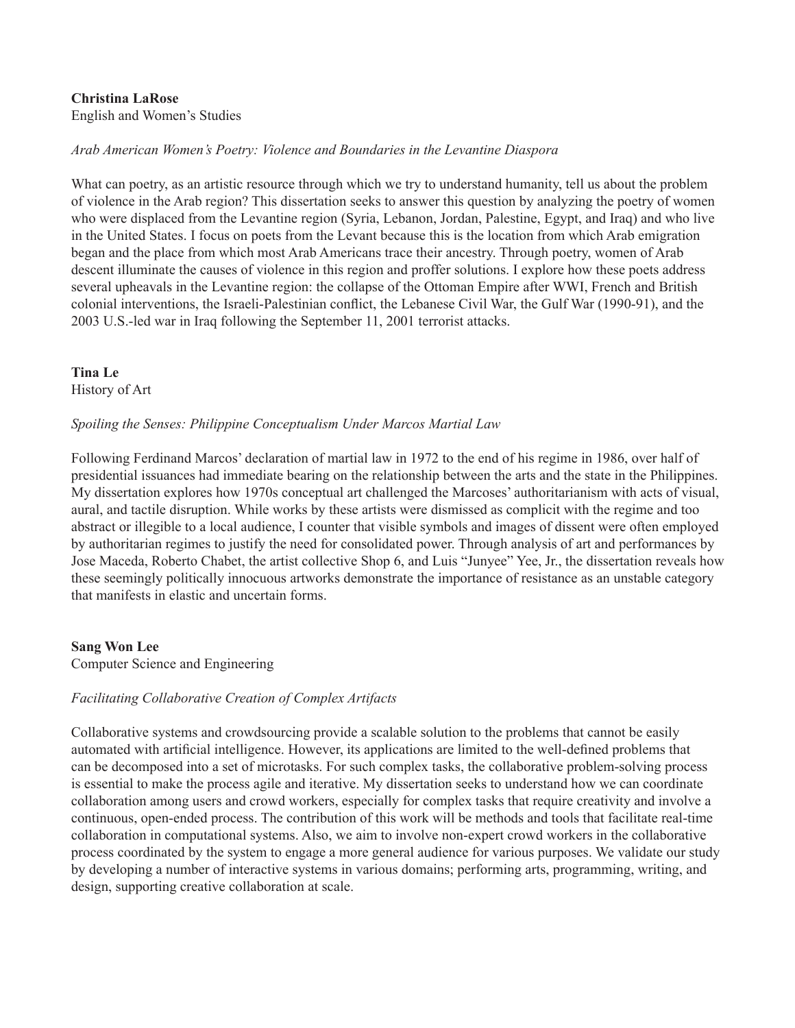**Christina LaRose**
English and Women's Studies

*Arab American Women's Poetry: Violence and Boundaries in the Levantine Diaspora*

What can poetry, as an artistic resource through which we try to understand humanity, tell us about the problem of violence in the Arab region? This dissertation seeks to answer this question by analyzing the poetry of women who were displaced from the Levantine region (Syria, Lebanon, Jordan, Palestine, Egypt, and Iraq) and who live in the United States. I focus on poets from the Levant because this is the location from which Arab emigration began and the place from which most Arab Americans trace their ancestry. Through poetry, women of Arab descent illuminate the causes of violence in this region and proffer solutions. I explore how these poets address several upheavals in the Levantine region: the collapse of the Ottoman Empire after WWI, French and British colonial interventions, the Israeli-Palestinian conflict, the Lebanese Civil War, the Gulf War (1990-91), and the 2003 U.S.-led war in Iraq following the September 11, 2001 terrorist attacks.

**Tina Le**
History of Art

*Spoiling the Senses: Philippine Conceptualism Under Marcos Martial Law*

Following Ferdinand Marcos' declaration of martial law in 1972 to the end of his regime in 1986, over half of presidential issuances had immediate bearing on the relationship between the arts and the state in the Philippines. My dissertation explores how 1970s conceptual art challenged the Marcoses' authoritarianism with acts of visual, aural, and tactile disruption. While works by these artists were dismissed as complicit with the regime and too abstract or illegible to a local audience, I counter that visible symbols and images of dissent were often employed by authoritarian regimes to justify the need for consolidated power. Through analysis of art and performances by Jose Maceda, Roberto Chabet, the artist collective Shop 6, and Luis "Junyee" Yee, Jr., the dissertation reveals how these seemingly politically innocuous artworks demonstrate the importance of resistance as an unstable category that manifests in elastic and uncertain forms.

**Sang Won Lee**
Computer Science and Engineering

*Facilitating Collaborative Creation of Complex Artifacts*

Collaborative systems and crowdsourcing provide a scalable solution to the problems that cannot be easily automated with artificial intelligence. However, its applications are limited to the well-defined problems that can be decomposed into a set of microtasks. For such complex tasks, the collaborative problem-solving process is essential to make the process agile and iterative. My dissertation seeks to understand how we can coordinate collaboration among users and crowd workers, especially for complex tasks that require creativity and involve a continuous, open-ended process. The contribution of this work will be methods and tools that facilitate real-time collaboration in computational systems. Also, we aim to involve non-expert crowd workers in the collaborative process coordinated by the system to engage a more general audience for various purposes. We validate our study by developing a number of interactive systems in various domains; performing arts, programming, writing, and design, supporting creative collaboration at scale.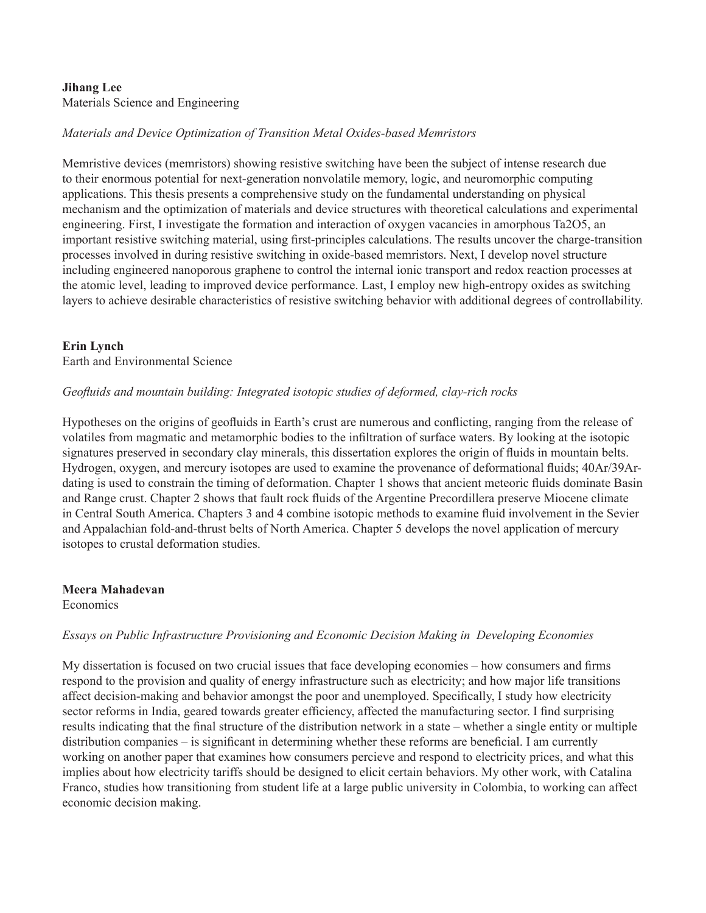**Jihang Lee**
Materials Science and Engineering

*Materials and Device Optimization of Transition Metal Oxides-based Memristors*

Memristive devices (memristors) showing resistive switching have been the subject of intense research due to their enormous potential for next-generation nonvolatile memory, logic, and neuromorphic computing applications. This thesis presents a comprehensive study on the fundamental understanding on physical mechanism and the optimization of materials and device structures with theoretical calculations and experimental engineering. First, I investigate the formation and interaction of oxygen vacancies in amorphous $Ta_2O_5$, an important resistive switching material, using first-principles calculations. The results uncover the charge-transition processes involved in during resistive switching in oxide-based memristors. Next, I develop novel structure including engineered nanoporous graphene to control the internal ionic transport and redox reaction processes at the atomic level, leading to improved device performance. Last, I employ new high-entropy oxides as switching layers to achieve desirable characteristics of resistive switching behavior with additional degrees of controllability.

**Erin Lynch**
Earth and Environmental Science

*Geofluids and mountain building: Integrated isotopic studies of deformed, clay-rich rocks*

Hypotheses on the origins of geofluids in Earth's crust are numerous and conflicting, ranging from the release of volatiles from magmatic and metamorphic bodies to the infiltration of surface waters. By looking at the isotopic signatures preserved in secondary clay minerals, this dissertation explores the origin of fluids in mountain belts. Hydrogen, oxygen, and mercury isotopes are used to examine the provenance of deformational fluids; $^{40}Ar/^{39}Ar$-dating is used to constrain the timing of deformation. Chapter 1 shows that ancient meteoric fluids dominate Basin and Range crust. Chapter 2 shows that fault rock fluids of the Argentine Precordillera preserve Miocene climate in Central South America. Chapters 3 and 4 combine isotopic methods to examine fluid involvement in the Sevier and Appalachian fold-and-thrust belts of North America. Chapter 5 develops the novel application of mercury isotopes to crustal deformation studies.

**Meera Mahadevan**
Economics

*Essays on Public Infrastructure Provisioning and Economic Decision Making in Developing Economies*

My dissertation is focused on two crucial issues that face developing economies – how consumers and firms respond to the provision and quality of energy infrastructure such as electricity; and how major life transitions affect decision-making and behavior amongst the poor and unemployed. Specifically, I study how electricity sector reforms in India, geared towards greater efficiency, affected the manufacturing sector. I find surprising results indicating that the final structure of the distribution network in a state – whether a single entity or multiple distribution companies – is significant in determining whether these reforms are beneficial. I am currently working on another paper that examines how consumers percieve and respond to electricity prices, and what this implies about how electricity tariffs should be designed to elicit certain behaviors. My other work, with Catalina Franco, studies how transitioning from student life at a large public university in Colombia, to working can affect economic decision making.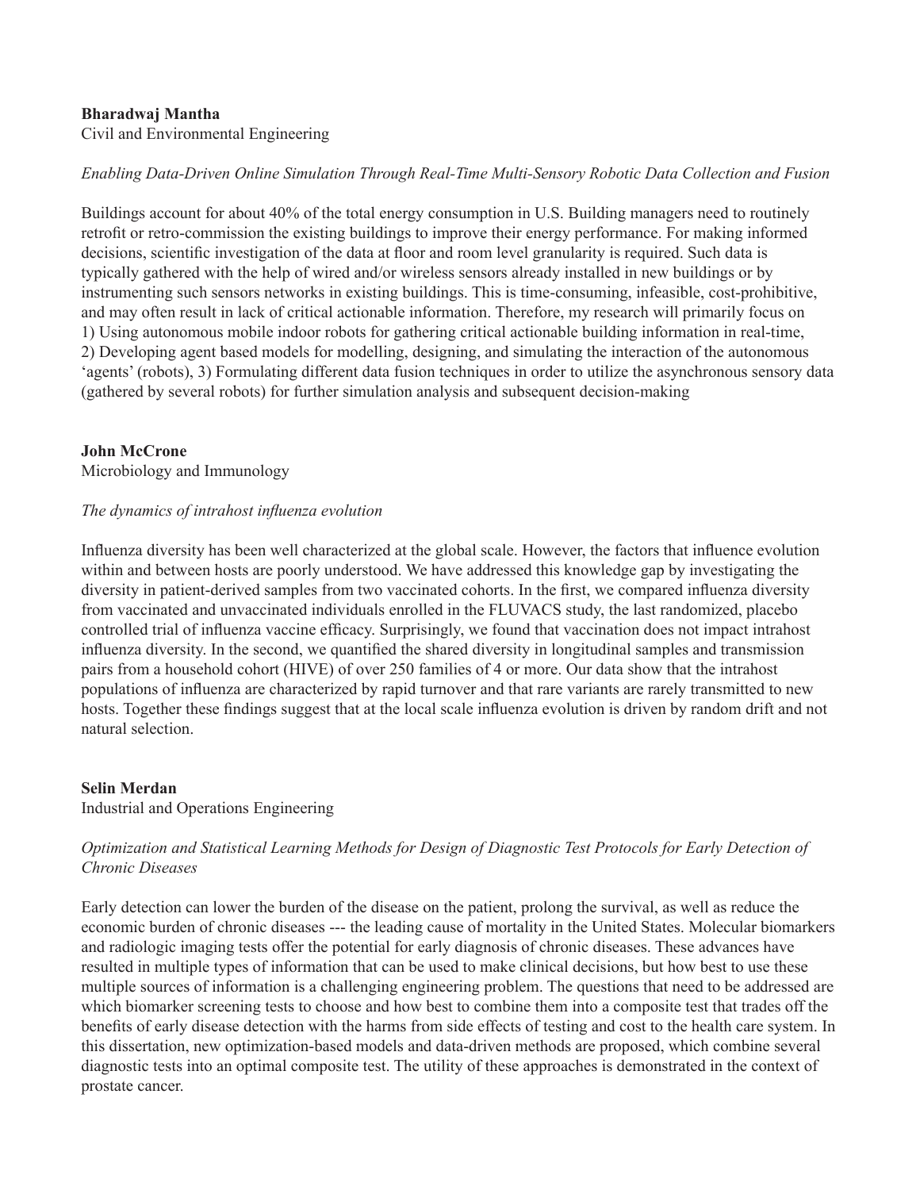**Bharadwaj Mantha**
Civil and Environmental Engineering

*Enabling Data-Driven Online Simulation Through Real-Time Multi-Sensory Robotic Data Collection and Fusion*

Buildings account for about 40% of the total energy consumption in U.S. Building managers need to routinely retrofit or retro-commission the existing buildings to improve their energy performance. For making informed decisions, scientific investigation of the data at floor and room level granularity is required. Such data is typically gathered with the help of wired and/or wireless sensors already installed in new buildings or by instrumenting such sensors networks in existing buildings. This is time-consuming, infeasible, cost-prohibitive, and may often result in lack of critical actionable information. Therefore, my research will primarily focus on 1) Using autonomous mobile indoor robots for gathering critical actionable building information in real-time, 2) Developing agent based models for modelling, designing, and simulating the interaction of the autonomous 'agents' (robots), 3) Formulating different data fusion techniques in order to utilize the asynchronous sensory data (gathered by several robots) for further simulation analysis and subsequent decision-making

**John McCrone**
Microbiology and Immunology

*The dynamics of intrahost influenza evolution*

Influenza diversity has been well characterized at the global scale. However, the factors that influence evolution within and between hosts are poorly understood. We have addressed this knowledge gap by investigating the diversity in patient-derived samples from two vaccinated cohorts. In the first, we compared influenza diversity from vaccinated and unvaccinated individuals enrolled in the FLUVACS study, the last randomized, placebo controlled trial of influenza vaccine efficacy. Surprisingly, we found that vaccination does not impact intrahost influenza diversity. In the second, we quantified the shared diversity in longitudinal samples and transmission pairs from a household cohort (HIVE) of over 250 families of 4 or more. Our data show that the intrahost populations of influenza are characterized by rapid turnover and that rare variants are rarely transmitted to new hosts. Together these findings suggest that at the local scale influenza evolution is driven by random drift and not natural selection.

**Selin Merdan**
Industrial and Operations Engineering

*Optimization and Statistical Learning Methods for Design of Diagnostic Test Protocols for Early Detection of Chronic Diseases*

Early detection can lower the burden of the disease on the patient, prolong the survival, as well as reduce the economic burden of chronic diseases --- the leading cause of mortality in the United States. Molecular biomarkers and radiologic imaging tests offer the potential for early diagnosis of chronic diseases. These advances have resulted in multiple types of information that can be used to make clinical decisions, but how best to use these multiple sources of information is a challenging engineering problem. The questions that need to be addressed are which biomarker screening tests to choose and how best to combine them into a composite test that trades off the benefits of early disease detection with the harms from side effects of testing and cost to the health care system. In this dissertation, new optimization-based models and data-driven methods are proposed, which combine several diagnostic tests into an optimal composite test. The utility of these approaches is demonstrated in the context of prostate cancer.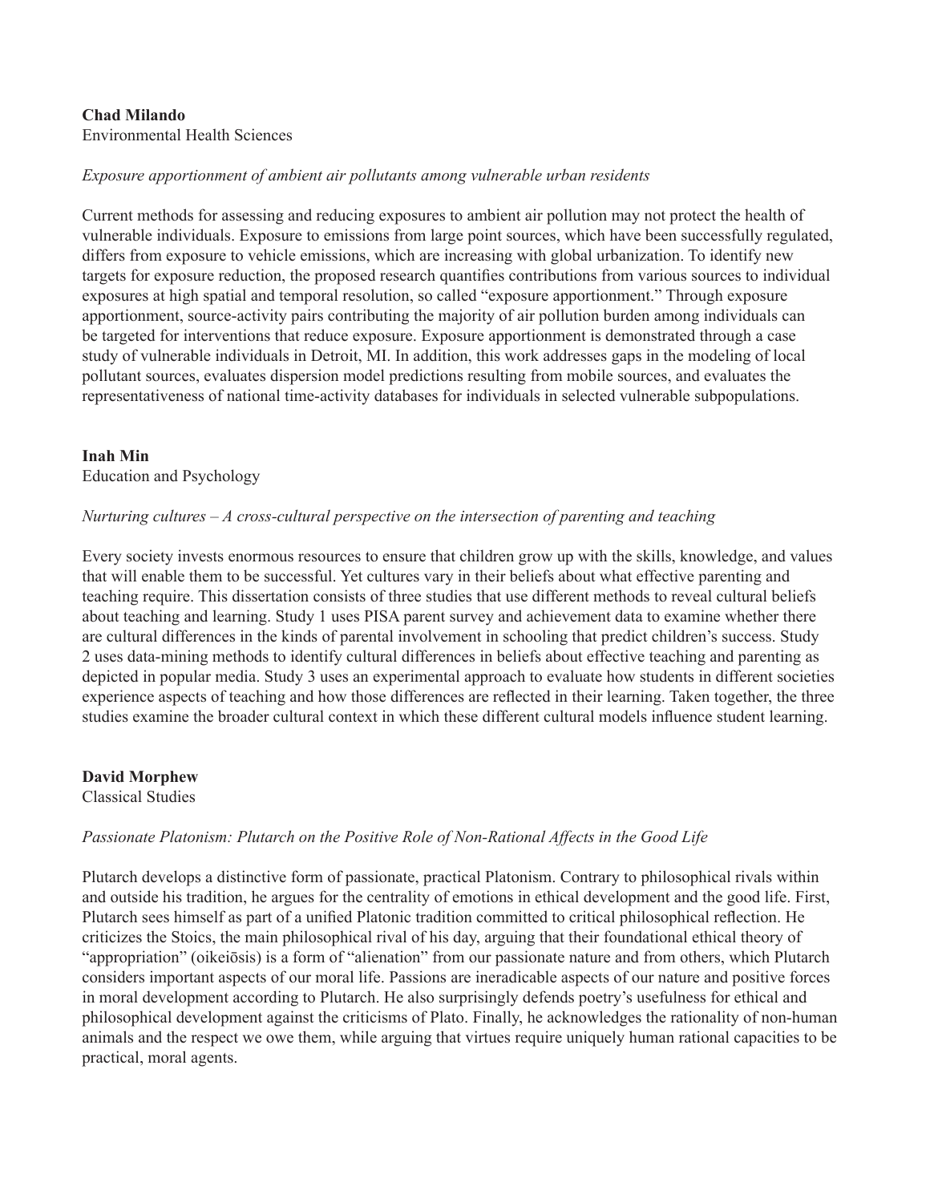**Chad Milando**
Environmental Health Sciences

*Exposure apportionment of ambient air pollutants among vulnerable urban residents*

Current methods for assessing and reducing exposures to ambient air pollution may not protect the health of vulnerable individuals. Exposure to emissions from large point sources, which have been successfully regulated, differs from exposure to vehicle emissions, which are increasing with global urbanization. To identify new targets for exposure reduction, the proposed research quantifies contributions from various sources to individual exposures at high spatial and temporal resolution, so called "exposure apportionment." Through exposure apportionment, source-activity pairs contributing the majority of air pollution burden among individuals can be targeted for interventions that reduce exposure. Exposure apportionment is demonstrated through a case study of vulnerable individuals in Detroit, MI. In addition, this work addresses gaps in the modeling of local pollutant sources, evaluates dispersion model predictions resulting from mobile sources, and evaluates the representativeness of national time-activity databases for individuals in selected vulnerable subpopulations.

**Inah Min**
Education and Psychology

*Nurturing cultures – A cross-cultural perspective on the intersection of parenting and teaching*

Every society invests enormous resources to ensure that children grow up with the skills, knowledge, and values that will enable them to be successful. Yet cultures vary in their beliefs about what effective parenting and teaching require. This dissertation consists of three studies that use different methods to reveal cultural beliefs about teaching and learning. Study 1 uses PISA parent survey and achievement data to examine whether there are cultural differences in the kinds of parental involvement in schooling that predict children's success. Study 2 uses data-mining methods to identify cultural differences in beliefs about effective teaching and parenting as depicted in popular media. Study 3 uses an experimental approach to evaluate how students in different societies experience aspects of teaching and how those differences are reflected in their learning. Taken together, the three studies examine the broader cultural context in which these different cultural models influence student learning.

**David Morphew**
Classical Studies

*Passionate Platonism: Plutarch on the Positive Role of Non-Rational Affects in the Good Life*

Plutarch develops a distinctive form of passionate, practical Platonism. Contrary to philosophical rivals within and outside his tradition, he argues for the centrality of emotions in ethical development and the good life. First, Plutarch sees himself as part of a unified Platonic tradition committed to critical philosophical reflection. He criticizes the Stoics, the main philosophical rival of his day, arguing that their foundational ethical theory of "appropriation" (oikeiōsis) is a form of "alienation" from our passionate nature and from others, which Plutarch considers important aspects of our moral life. Passions are ineradicable aspects of our nature and positive forces in moral development according to Plutarch. He also surprisingly defends poetry's usefulness for ethical and philosophical development against the criticisms of Plato. Finally, he acknowledges the rationality of non-human animals and the respect we owe them, while arguing that virtues require uniquely human rational capacities to be practical, moral agents.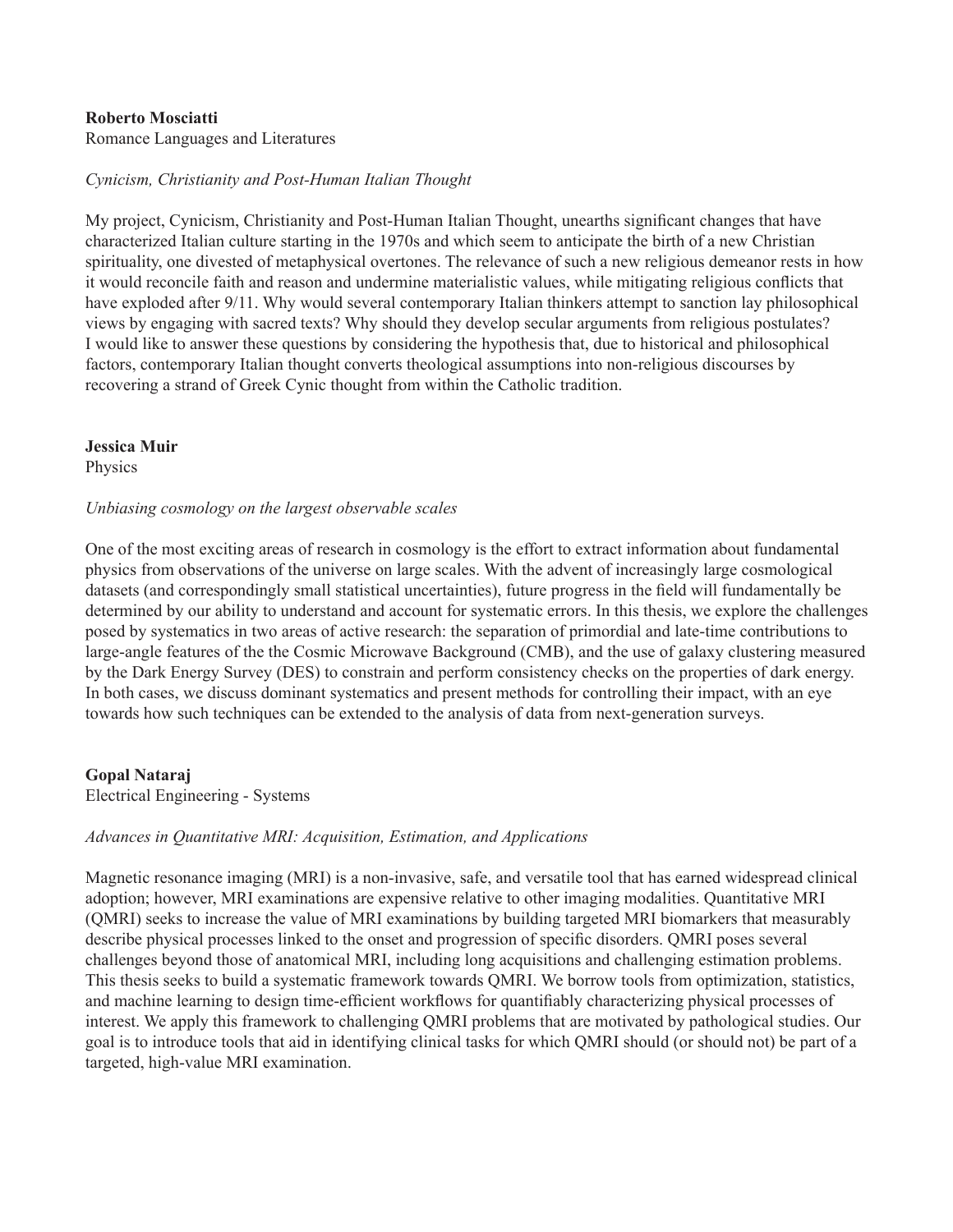**Roberto Mosciatti**
Romance Languages and Literatures

*Cynicism, Christianity and Post-Human Italian Thought*

My project, Cynicism, Christianity and Post-Human Italian Thought, unearths significant changes that have characterized Italian culture starting in the 1970s and which seem to anticipate the birth of a new Christian spirituality, one divested of metaphysical overtones. The relevance of such a new religious demeanor rests in how it would reconcile faith and reason and undermine materialistic values, while mitigating religious conflicts that have exploded after 9/11. Why would several contemporary Italian thinkers attempt to sanction lay philosophical views by engaging with sacred texts? Why should they develop secular arguments from religious postulates? I would like to answer these questions by considering the hypothesis that, due to historical and philosophical factors, contemporary Italian thought converts theological assumptions into non-religious discourses by recovering a strand of Greek Cynic thought from within the Catholic tradition.

**Jessica Muir**
Physics

*Unbiasing cosmology on the largest observable scales*

One of the most exciting areas of research in cosmology is the effort to extract information about fundamental physics from observations of the universe on large scales. With the advent of increasingly large cosmological datasets (and correspondingly small statistical uncertainties), future progress in the field will fundamentally be determined by our ability to understand and account for systematic errors. In this thesis, we explore the challenges posed by systematics in two areas of active research: the separation of primordial and late-time contributions to large-angle features of the the Cosmic Microwave Background (CMB), and the use of galaxy clustering measured by the Dark Energy Survey (DES) to constrain and perform consistency checks on the properties of dark energy. In both cases, we discuss dominant systematics and present methods for controlling their impact, with an eye towards how such techniques can be extended to the analysis of data from next-generation surveys.

**Gopal Nataraj**
Electrical Engineering - Systems

*Advances in Quantitative MRI: Acquisition, Estimation, and Applications*

Magnetic resonance imaging (MRI) is a non-invasive, safe, and versatile tool that has earned widespread clinical adoption; however, MRI examinations are expensive relative to other imaging modalities. Quantitative MRI (QMRI) seeks to increase the value of MRI examinations by building targeted MRI biomarkers that measurably describe physical processes linked to the onset and progression of specific disorders. QMRI poses several challenges beyond those of anatomical MRI, including long acquisitions and challenging estimation problems. This thesis seeks to build a systematic framework towards QMRI. We borrow tools from optimization, statistics, and machine learning to design time-efficient workflows for quantifiably characterizing physical processes of interest. We apply this framework to challenging QMRI problems that are motivated by pathological studies. Our goal is to introduce tools that aid in identifying clinical tasks for which QMRI should (or should not) be part of a targeted, high-value MRI examination.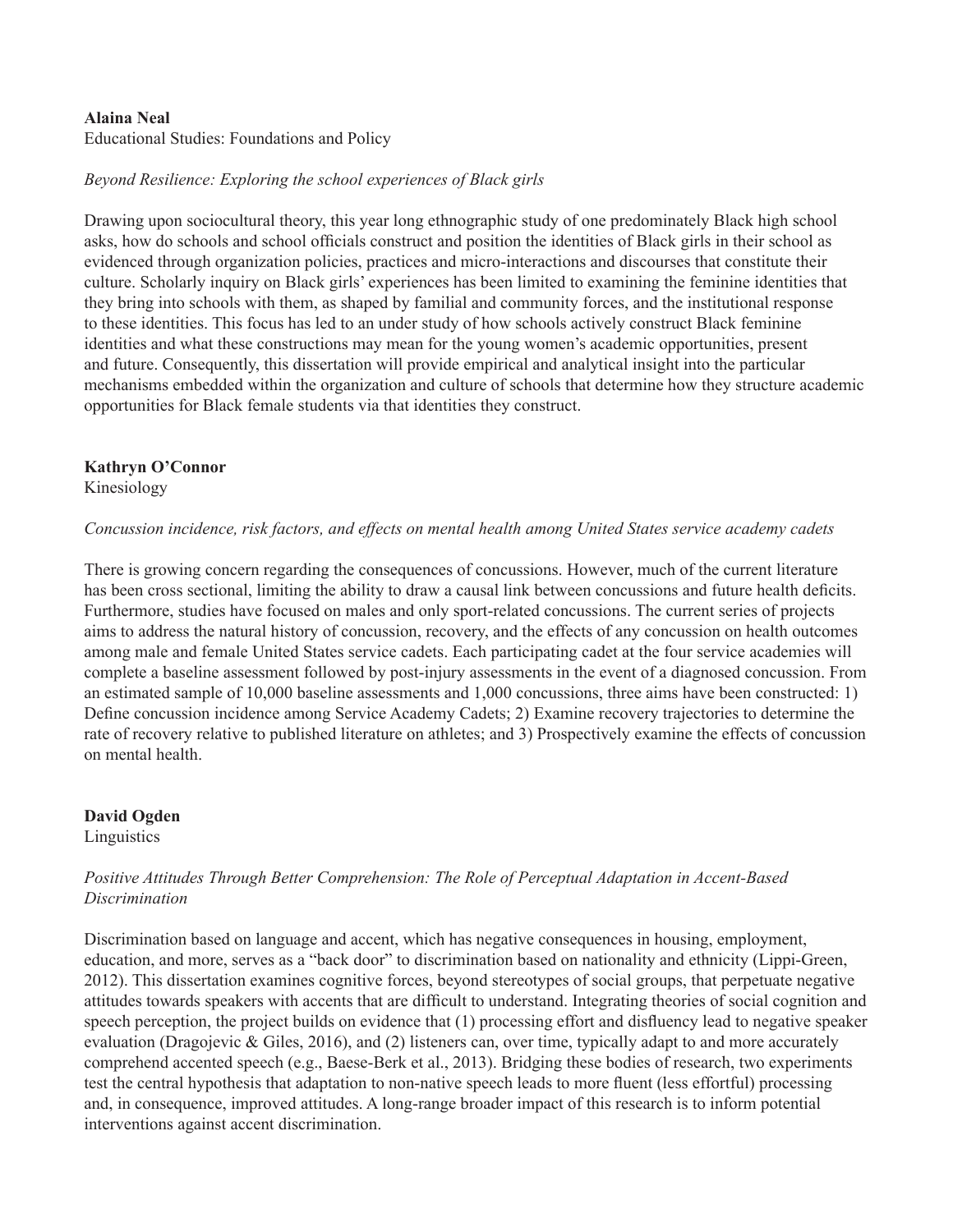**Alaina Neal**
Educational Studies: Foundations and Policy

*Beyond Resilience: Exploring the school experiences of Black girls*

Drawing upon sociocultural theory, this year long ethnographic study of one predominately Black high school asks, how do schools and school officials construct and position the identities of Black girls in their school as evidenced through organization policies, practices and micro-interactions and discourses that constitute their culture. Scholarly inquiry on Black girls' experiences has been limited to examining the feminine identities that they bring into schools with them, as shaped by familial and community forces, and the institutional response to these identities. This focus has led to an under study of how schools actively construct Black feminine identities and what these constructions may mean for the young women's academic opportunities, present and future. Consequently, this dissertation will provide empirical and analytical insight into the particular mechanisms embedded within the organization and culture of schools that determine how they structure academic opportunities for Black female students via that identities they construct.

**Kathryn O'Connor**
Kinesiology

*Concussion incidence, risk factors, and effects on mental health among United States service academy cadets*

There is growing concern regarding the consequences of concussions. However, much of the current literature has been cross sectional, limiting the ability to draw a causal link between concussions and future health deficits. Furthermore, studies have focused on males and only sport-related concussions. The current series of projects aims to address the natural history of concussion, recovery, and the effects of any concussion on health outcomes among male and female United States service cadets. Each participating cadet at the four service academies will complete a baseline assessment followed by post-injury assessments in the event of a diagnosed concussion. From an estimated sample of 10,000 baseline assessments and 1,000 concussions, three aims have been constructed: 1) Define concussion incidence among Service Academy Cadets; 2) Examine recovery trajectories to determine the rate of recovery relative to published literature on athletes; and 3) Prospectively examine the effects of concussion on mental health.

**David Ogden**
Linguistics

*Positive Attitudes Through Better Comprehension: The Role of Perceptual Adaptation in Accent-Based Discrimination*

Discrimination based on language and accent, which has negative consequences in housing, employment, education, and more, serves as a "back door" to discrimination based on nationality and ethnicity (Lippi-Green, 2012). This dissertation examines cognitive forces, beyond stereotypes of social groups, that perpetuate negative attitudes towards speakers with accents that are difficult to understand. Integrating theories of social cognition and speech perception, the project builds on evidence that (1) processing effort and disfluency lead to negative speaker evaluation (Dragojevic & Giles, 2016), and (2) listeners can, over time, typically adapt to and more accurately comprehend accented speech (e.g., Baese-Berk et al., 2013). Bridging these bodies of research, two experiments test the central hypothesis that adaptation to non-native speech leads to more fluent (less effortful) processing and, in consequence, improved attitudes. A long-range broader impact of this research is to inform potential interventions against accent discrimination.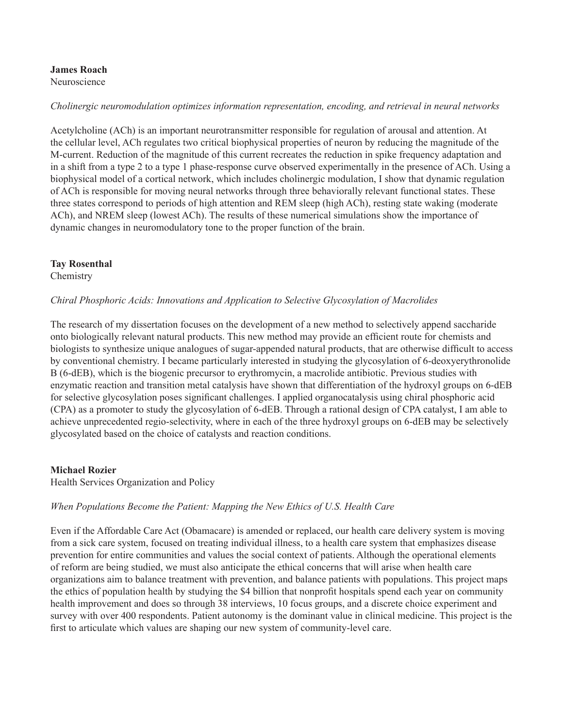**James Roach**
Neuroscience

*Cholinergic neuromodulation optimizes information representation, encoding, and retrieval in neural networks*

Acetylcholine (ACh) is an important neurotransmitter responsible for regulation of arousal and attention. At the cellular level, ACh regulates two critical biophysical properties of neuron by reducing the magnitude of the M-current. Reduction of the magnitude of this current recreates the reduction in spike frequency adaptation and in a shift from a type 2 to a type 1 phase-response curve observed experimentally in the presence of ACh. Using a biophysical model of a cortical network, which includes cholinergic modulation, I show that dynamic regulation of ACh is responsible for moving neural networks through three behaviorally relevant functional states. These three states correspond to periods of high attention and REM sleep (high ACh), resting state waking (moderate ACh), and NREM sleep (lowest ACh). The results of these numerical simulations show the importance of dynamic changes in neuromodulatory tone to the proper function of the brain.

**Tay Rosenthal**
Chemistry

*Chiral Phosphoric Acids: Innovations and Application to Selective Glycosylation of Macrolides*

The research of my dissertation focuses on the development of a new method to selectively append saccharide onto biologically relevant natural products. This new method may provide an efficient route for chemists and biologists to synthesize unique analogues of sugar-appended natural products, that are otherwise difficult to access by conventional chemistry. I became particularly interested in studying the glycosylation of 6-deoxyerythronolide B (6-dEB), which is the biogenic precursor to erythromycin, a macrolide antibiotic. Previous studies with enzymatic reaction and transition metal catalysis have shown that differentiation of the hydroxyl groups on 6-dEB for selective glycosylation poses significant challenges. I applied organocatalysis using chiral phosphoric acid (CPA) as a promoter to study the glycosylation of 6-dEB. Through a rational design of CPA catalyst, I am able to achieve unprecedented regio-selectivity, where in each of the three hydroxyl groups on 6-dEB may be selectively glycosylated based on the choice of catalysts and reaction conditions.

**Michael Rozier**
Health Services Organization and Policy

*When Populations Become the Patient: Mapping the New Ethics of U.S. Health Care*

Even if the Affordable Care Act (Obamacare) is amended or replaced, our health care delivery system is moving from a sick care system, focused on treating individual illness, to a health care system that emphasizes disease prevention for entire communities and values the social context of patients. Although the operational elements of reform are being studied, we must also anticipate the ethical concerns that will arise when health care organizations aim to balance treatment with prevention, and balance patients with populations. This project maps the ethics of population health by studying the $4 billion that nonprofit hospitals spend each year on community health improvement and does so through 38 interviews, 10 focus groups, and a discrete choice experiment and survey with over 400 respondents. Patient autonomy is the dominant value in clinical medicine. This project is the first to articulate which values are shaping our new system of community-level care.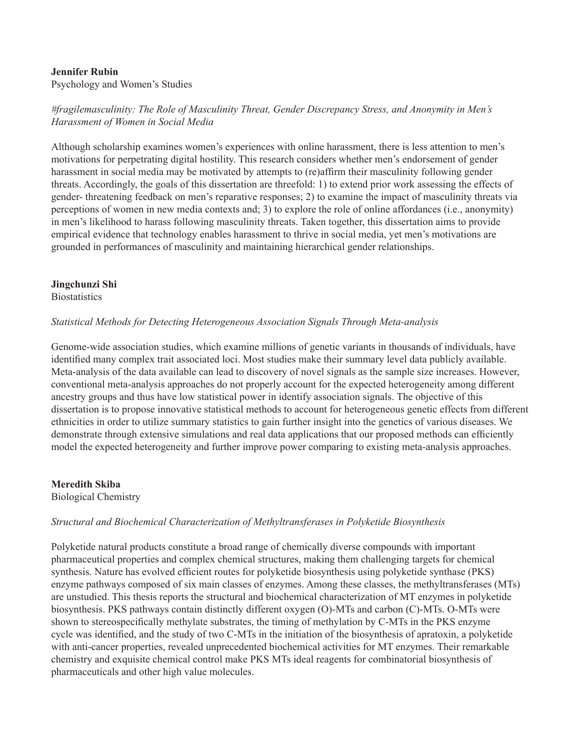**Jennifer Rubin**
Psychology and Women's Studies

*#fragilemasculinity: The Role of Masculinity Threat, Gender Discrepancy Stress, and Anonymity in Men's Harassment of Women in Social Media*

Although scholarship examines women's experiences with online harassment, there is less attention to men's motivations for perpetrating digital hostility. This research considers whether men's endorsement of gender harassment in social media may be motivated by attempts to (re)affirm their masculinity following gender threats. Accordingly, the goals of this dissertation are threefold: 1) to extend prior work assessing the effects of gender- threatening feedback on men's reparative responses; 2) to examine the impact of masculinity threats via perceptions of women in new media contexts and; 3) to explore the role of online affordances (i.e., anonymity) in men's likelihood to harass following masculinity threats. Taken together, this dissertation aims to provide empirical evidence that technology enables harassment to thrive in social media, yet men's motivations are grounded in performances of masculinity and maintaining hierarchical gender relationships.

**Jingchunzi Shi**
Biostatistics

*Statistical Methods for Detecting Heterogeneous Association Signals Through Meta-analysis*

Genome-wide association studies, which examine millions of genetic variants in thousands of individuals, have identified many complex trait associated loci. Most studies make their summary level data publicly available. Meta-analysis of the data available can lead to discovery of novel signals as the sample size increases. However, conventional meta-analysis approaches do not properly account for the expected heterogeneity among different ancestry groups and thus have low statistical power in identify association signals. The objective of this dissertation is to propose innovative statistical methods to account for heterogeneous genetic effects from different ethnicities in order to utilize summary statistics to gain further insight into the genetics of various diseases. We demonstrate through extensive simulations and real data applications that our proposed methods can efficiently model the expected heterogeneity and further improve power comparing to existing meta-analysis approaches.

**Meredith Skiba**
Biological Chemistry

*Structural and Biochemical Characterization of Methyltransferases in Polyketide Biosynthesis*

Polyketide natural products constitute a broad range of chemically diverse compounds with important pharmaceutical properties and complex chemical structures, making them challenging targets for chemical synthesis. Nature has evolved efficient routes for polyketide biosynthesis using polyketide synthase (PKS) enzyme pathways composed of six main classes of enzymes. Among these classes, the methyltransferases (MTs) are unstudied. This thesis reports the structural and biochemical characterization of MT enzymes in polyketide biosynthesis. PKS pathways contain distinctly different oxygen (O)-MTs and carbon (C)-MTs. O-MTs were shown to stereospecifically methylate substrates, the timing of methylation by C-MTs in the PKS enzyme cycle was identified, and the study of two C-MTs in the initiation of the biosynthesis of apratoxin, a polyketide with anti-cancer properties, revealed unprecedented biochemical activities for MT enzymes. Their remarkable chemistry and exquisite chemical control make PKS MTs ideal reagents for combinatorial biosynthesis of pharmaceuticals and other high value molecules.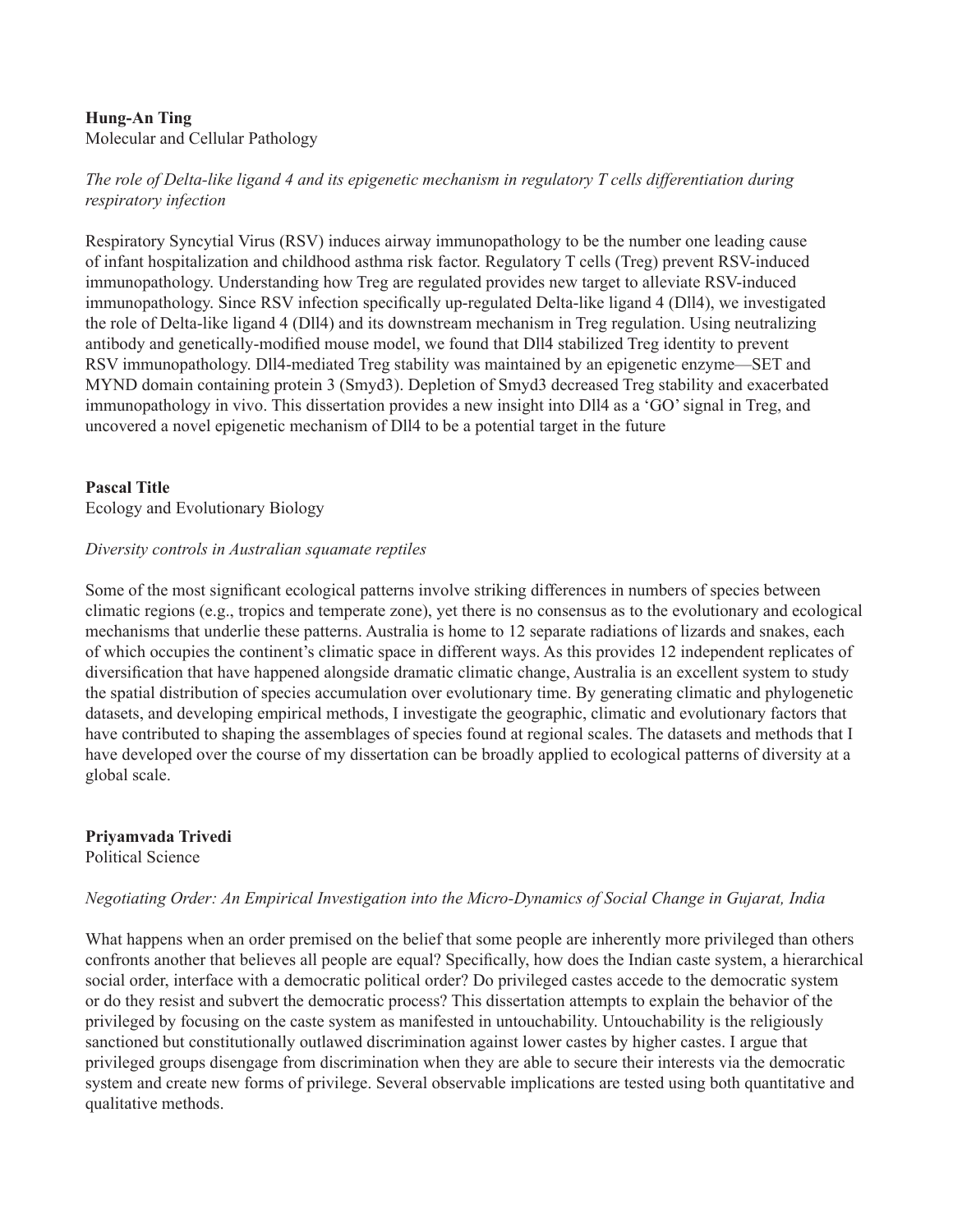**Hung-An Ting**
Molecular and Cellular Pathology

*The role of Delta-like ligand 4 and its epigenetic mechanism in regulatory T cells differentiation during respiratory infection*

Respiratory Syncytial Virus (RSV) induces airway immunopathology to be the number one leading cause of infant hospitalization and childhood asthma risk factor. Regulatory T cells (Treg) prevent RSV-induced immunopathology. Understanding how Treg are regulated provides new target to alleviate RSV-induced immunopathology. Since RSV infection specifically up-regulated Delta-like ligand 4 (Dll4), we investigated the role of Delta-like ligand 4 (Dll4) and its downstream mechanism in Treg regulation. Using neutralizing antibody and genetically-modified mouse model, we found that Dll4 stabilized Treg identity to prevent RSV immunopathology. Dll4-mediated Treg stability was maintained by an epigenetic enzyme—SET and MYND domain containing protein 3 (Smyd3). Depletion of Smyd3 decreased Treg stability and exacerbated immunopathology in vivo. This dissertation provides a new insight into Dll4 as a 'GO' signal in Treg, and uncovered a novel epigenetic mechanism of Dll4 to be a potential target in the future

**Pascal Title**
Ecology and Evolutionary Biology

*Diversity controls in Australian squamate reptiles*

Some of the most significant ecological patterns involve striking differences in numbers of species between climatic regions (e.g., tropics and temperate zone), yet there is no consensus as to the evolutionary and ecological mechanisms that underlie these patterns. Australia is home to 12 separate radiations of lizards and snakes, each of which occupies the continent's climatic space in different ways. As this provides 12 independent replicates of diversification that have happened alongside dramatic climatic change, Australia is an excellent system to study the spatial distribution of species accumulation over evolutionary time. By generating climatic and phylogenetic datasets, and developing empirical methods, I investigate the geographic, climatic and evolutionary factors that have contributed to shaping the assemblages of species found at regional scales. The datasets and methods that I have developed over the course of my dissertation can be broadly applied to ecological patterns of diversity at a global scale.

**Priyamvada Trivedi**
Political Science

*Negotiating Order: An Empirical Investigation into the Micro-Dynamics of Social Change in Gujarat, India*

What happens when an order premised on the belief that some people are inherently more privileged than others confronts another that believes all people are equal? Specifically, how does the Indian caste system, a hierarchical social order, interface with a democratic political order? Do privileged castes accede to the democratic system or do they resist and subvert the democratic process? This dissertation attempts to explain the behavior of the privileged by focusing on the caste system as manifested in untouchability. Untouchability is the religiously sanctioned but constitutionally outlawed discrimination against lower castes by higher castes. I argue that privileged groups disengage from discrimination when they are able to secure their interests via the democratic system and create new forms of privilege. Several observable implications are tested using both quantitative and qualitative methods.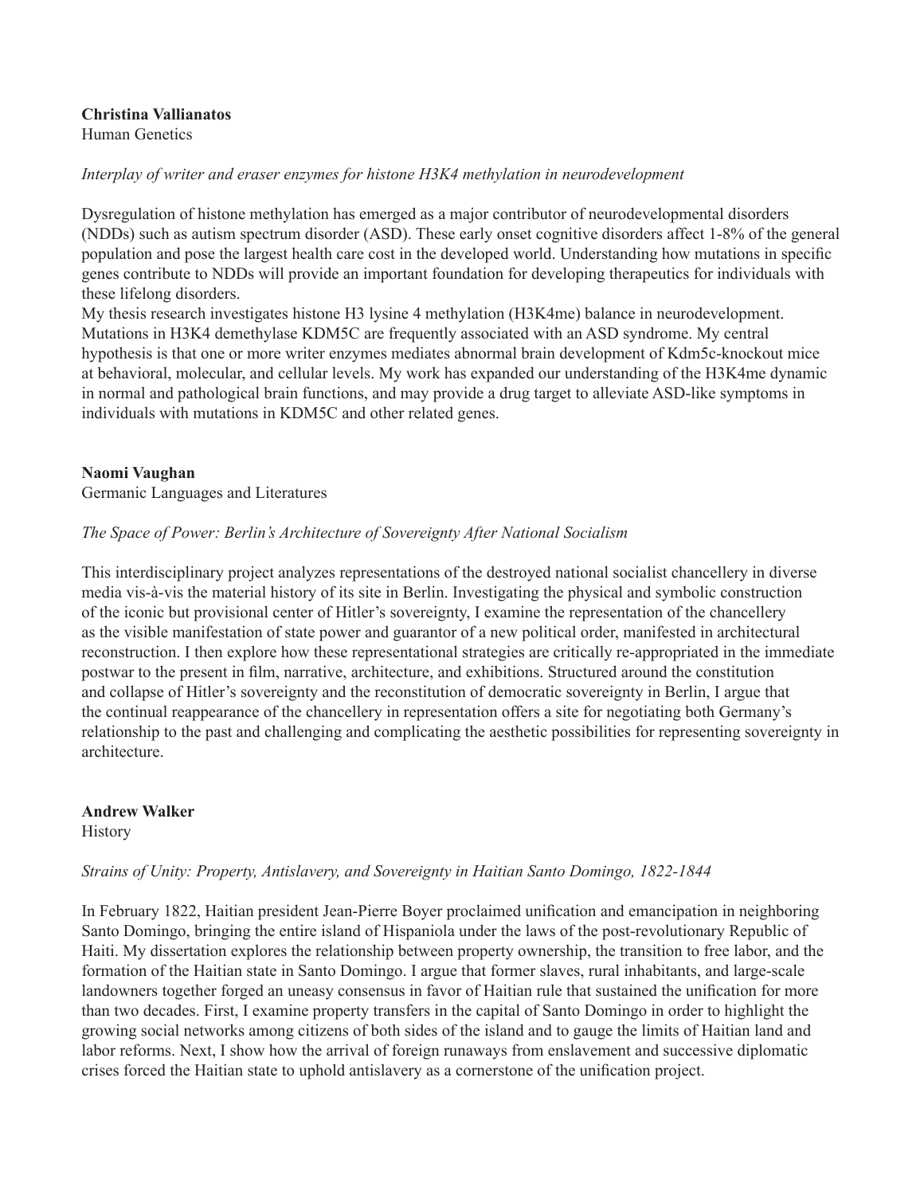**Christina Vallianatos**
Human Genetics

*Interplay of writer and eraser enzymes for histone H3K4 methylation in neurodevelopment*

Dysregulation of histone methylation has emerged as a major contributor of neurodevelopmental disorders (NDDs) such as autism spectrum disorder (ASD). These early onset cognitive disorders affect 1-8% of the general population and pose the largest health care cost in the developed world. Understanding how mutations in specific genes contribute to NDDs will provide an important foundation for developing therapeutics for individuals with these lifelong disorders.

My thesis research investigates histone H3 lysine 4 methylation (H3K4me) balance in neurodevelopment. Mutations in H3K4 demethylase KDM5C are frequently associated with an ASD syndrome. My central hypothesis is that one or more writer enzymes mediates abnormal brain development of Kdm5c-knockout mice at behavioral, molecular, and cellular levels. My work has expanded our understanding of the H3K4me dynamic in normal and pathological brain functions, and may provide a drug target to alleviate ASD-like symptoms in individuals with mutations in KDM5C and other related genes.

**Naomi Vaughan**
Germanic Languages and Literatures

*The Space of Power: Berlin's Architecture of Sovereignty After National Socialism*

This interdisciplinary project analyzes representations of the destroyed national socialist chancellery in diverse media vis-à-vis the material history of its site in Berlin. Investigating the physical and symbolic construction of the iconic but provisional center of Hitler's sovereignty, I examine the representation of the chancellery as the visible manifestation of state power and guarantor of a new political order, manifested in architectural reconstruction. I then explore how these representational strategies are critically re-appropriated in the immediate postwar to the present in film, narrative, architecture, and exhibitions. Structured around the constitution and collapse of Hitler's sovereignty and the reconstitution of democratic sovereignty in Berlin, I argue that the continual reappearance of the chancellery in representation offers a site for negotiating both Germany's relationship to the past and challenging and complicating the aesthetic possibilities for representing sovereignty in architecture.

**Andrew Walker**
History

*Strains of Unity: Property, Antislavery, and Sovereignty in Haitian Santo Domingo, 1822-1844*

In February 1822, Haitian president Jean-Pierre Boyer proclaimed unification and emancipation in neighboring Santo Domingo, bringing the entire island of Hispaniola under the laws of the post-revolutionary Republic of Haiti. My dissertation explores the relationship between property ownership, the transition to free labor, and the formation of the Haitian state in Santo Domingo. I argue that former slaves, rural inhabitants, and large-scale landowners together forged an uneasy consensus in favor of Haitian rule that sustained the unification for more than two decades. First, I examine property transfers in the capital of Santo Domingo in order to highlight the growing social networks among citizens of both sides of the island and to gauge the limits of Haitian land and labor reforms. Next, I show how the arrival of foreign runaways from enslavement and successive diplomatic crises forced the Haitian state to uphold antislavery as a cornerstone of the unification project.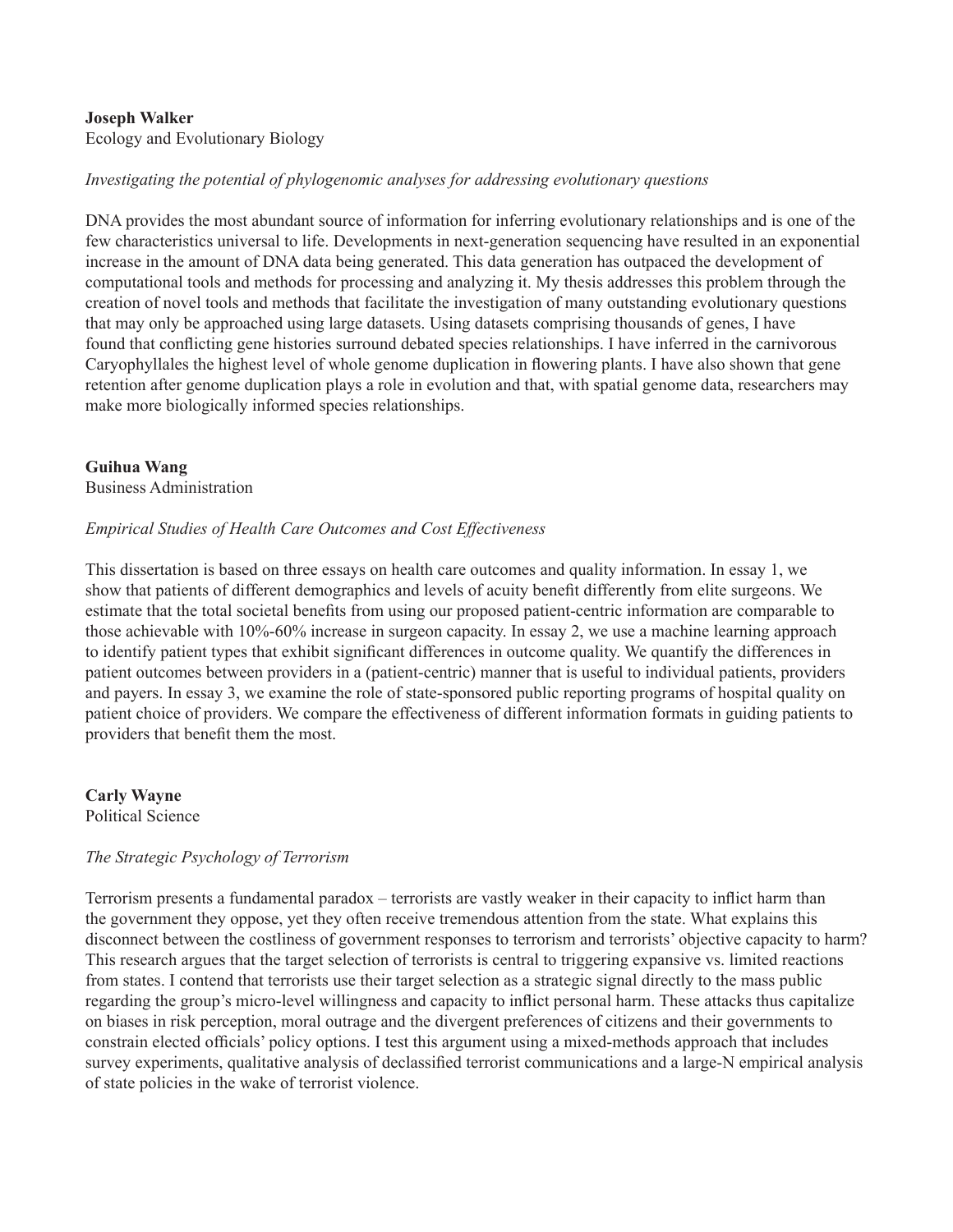**Joseph Walker**
Ecology and Evolutionary Biology

*Investigating the potential of phylogenomic analyses for addressing evolutionary questions*

DNA provides the most abundant source of information for inferring evolutionary relationships and is one of the few characteristics universal to life. Developments in next-generation sequencing have resulted in an exponential increase in the amount of DNA data being generated. This data generation has outpaced the development of computational tools and methods for processing and analyzing it. My thesis addresses this problem through the creation of novel tools and methods that facilitate the investigation of many outstanding evolutionary questions that may only be approached using large datasets. Using datasets comprising thousands of genes, I have found that conflicting gene histories surround debated species relationships. I have inferred in the carnivorous Caryophyllales the highest level of whole genome duplication in flowering plants. I have also shown that gene retention after genome duplication plays a role in evolution and that, with spatial genome data, researchers may make more biologically informed species relationships.

**Guihua Wang**
Business Administration

*Empirical Studies of Health Care Outcomes and Cost Effectiveness*

This dissertation is based on three essays on health care outcomes and quality information. In essay 1, we show that patients of different demographics and levels of acuity benefit differently from elite surgeons. We estimate that the total societal benefits from using our proposed patient-centric information are comparable to those achievable with 10%-60% increase in surgeon capacity. In essay 2, we use a machine learning approach to identify patient types that exhibit significant differences in outcome quality. We quantify the differences in patient outcomes between providers in a (patient-centric) manner that is useful to individual patients, providers and payers. In essay 3, we examine the role of state-sponsored public reporting programs of hospital quality on patient choice of providers. We compare the effectiveness of different information formats in guiding patients to providers that benefit them the most.

**Carly Wayne**
Political Science

*The Strategic Psychology of Terrorism*

Terrorism presents a fundamental paradox – terrorists are vastly weaker in their capacity to inflict harm than the government they oppose, yet they often receive tremendous attention from the state. What explains this disconnect between the costliness of government responses to terrorism and terrorists' objective capacity to harm? This research argues that the target selection of terrorists is central to triggering expansive vs. limited reactions from states. I contend that terrorists use their target selection as a strategic signal directly to the mass public regarding the group's micro-level willingness and capacity to inflict personal harm. These attacks thus capitalize on biases in risk perception, moral outrage and the divergent preferences of citizens and their governments to constrain elected officials' policy options. I test this argument using a mixed-methods approach that includes survey experiments, qualitative analysis of declassified terrorist communications and a large-N empirical analysis of state policies in the wake of terrorist violence.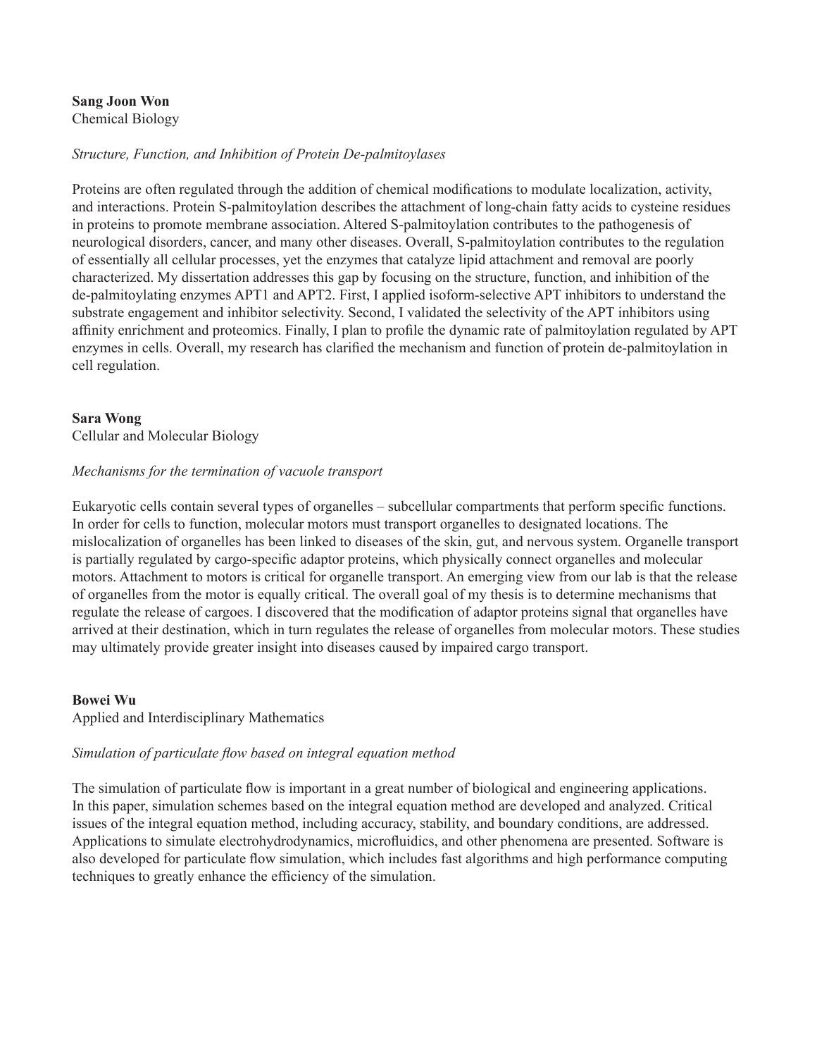**Sang Joon Won**
Chemical Biology

*Structure, Function, and Inhibition of Protein De-palmitoylases*

Proteins are often regulated through the addition of chemical modifications to modulate localization, activity, and interactions. Protein S-palmitoylation describes the attachment of long-chain fatty acids to cysteine residues in proteins to promote membrane association. Altered S-palmitoylation contributes to the pathogenesis of neurological disorders, cancer, and many other diseases. Overall, S-palmitoylation contributes to the regulation of essentially all cellular processes, yet the enzymes that catalyze lipid attachment and removal are poorly characterized. My dissertation addresses this gap by focusing on the structure, function, and inhibition of the de-palmitoylating enzymes APT1 and APT2. First, I applied isoform-selective APT inhibitors to understand the substrate engagement and inhibitor selectivity. Second, I validated the selectivity of the APT inhibitors using affinity enrichment and proteomics. Finally, I plan to profile the dynamic rate of palmitoylation regulated by APT enzymes in cells. Overall, my research has clarified the mechanism and function of protein de-palmitoylation in cell regulation.

**Sara Wong**
Cellular and Molecular Biology

*Mechanisms for the termination of vacuole transport*

Eukaryotic cells contain several types of organelles – subcellular compartments that perform specific functions. In order for cells to function, molecular motors must transport organelles to designated locations. The mislocalization of organelles has been linked to diseases of the skin, gut, and nervous system. Organelle transport is partially regulated by cargo-specific adaptor proteins, which physically connect organelles and molecular motors. Attachment to motors is critical for organelle transport. An emerging view from our lab is that the release of organelles from the motor is equally critical. The overall goal of my thesis is to determine mechanisms that regulate the release of cargoes. I discovered that the modification of adaptor proteins signal that organelles have arrived at their destination, which in turn regulates the release of organelles from molecular motors. These studies may ultimately provide greater insight into diseases caused by impaired cargo transport.

**Bowei Wu**
Applied and Interdisciplinary Mathematics

*Simulation of particulate flow based on integral equation method*

The simulation of particulate flow is important in a great number of biological and engineering applications. In this paper, simulation schemes based on the integral equation method are developed and analyzed. Critical issues of the integral equation method, including accuracy, stability, and boundary conditions, are addressed. Applications to simulate electrohydrodynamics, microfluidics, and other phenomena are presented. Software is also developed for particulate flow simulation, which includes fast algorithms and high performance computing techniques to greatly enhance the efficiency of the simulation.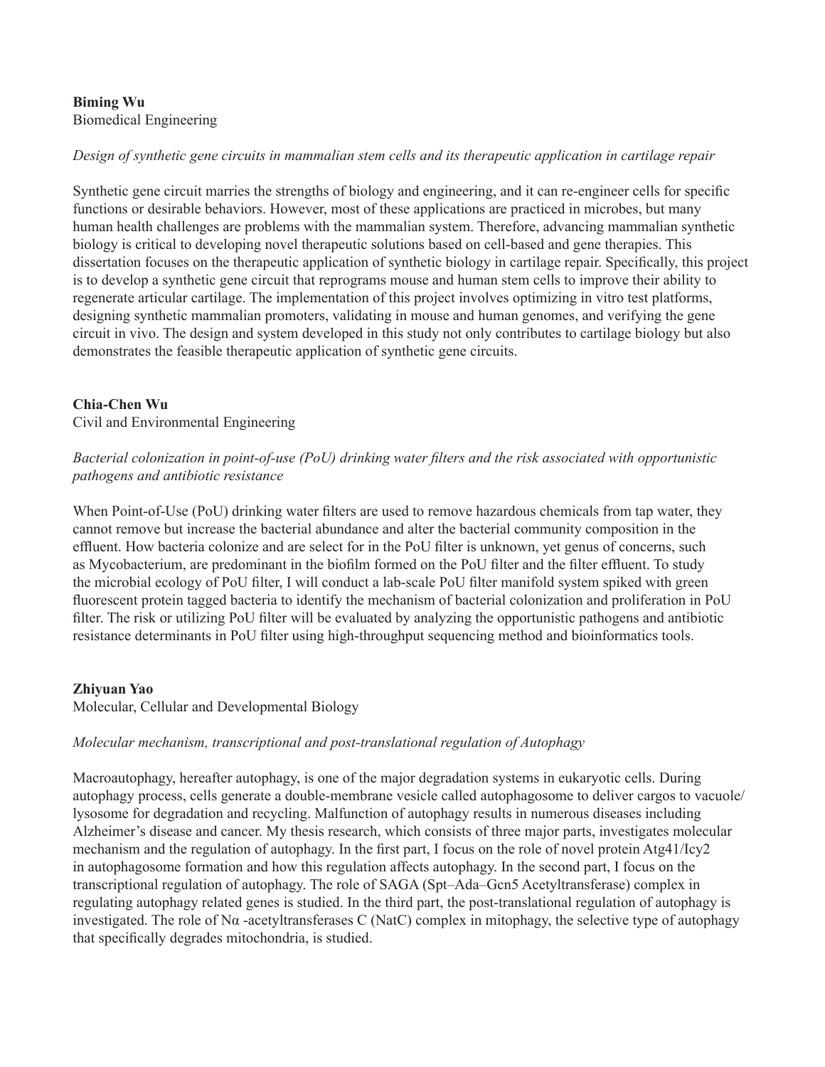**Biming Wu**
Biomedical Engineering

*Design of synthetic gene circuits in mammalian stem cells and its therapeutic application in cartilage repair*

Synthetic gene circuit marries the strengths of biology and engineering, and it can re-engineer cells for specific functions or desirable behaviors. However, most of these applications are practiced in microbes, but many human health challenges are problems with the mammalian system. Therefore, advancing mammalian synthetic biology is critical to developing novel therapeutic solutions based on cell-based and gene therapies. This dissertation focuses on the therapeutic application of synthetic biology in cartilage repair. Specifically, this project is to develop a synthetic gene circuit that reprograms mouse and human stem cells to improve their ability to regenerate articular cartilage. The implementation of this project involves optimizing in vitro test platforms, designing synthetic mammalian promoters, validating in mouse and human genomes, and verifying the gene circuit in vivo. The design and system developed in this study not only contributes to cartilage biology but also demonstrates the feasible therapeutic application of synthetic gene circuits.

**Chia-Chen Wu**
Civil and Environmental Engineering

*Bacterial colonization in point-of-use (PoU) drinking water filters and the risk associated with opportunistic pathogens and antibiotic resistance*

When Point-of-Use (PoU) drinking water filters are used to remove hazardous chemicals from tap water, they cannot remove but increase the bacterial abundance and alter the bacterial community composition in the effluent. How bacteria colonize and are select for in the PoU filter is unknown, yet genus of concerns, such as Mycobacterium, are predominant in the biofilm formed on the PoU filter and the filter effluent. To study the microbial ecology of PoU filter, I will conduct a lab-scale PoU filter manifold system spiked with green fluorescent protein tagged bacteria to identify the mechanism of bacterial colonization and proliferation in PoU filter. The risk or utilizing PoU filter will be evaluated by analyzing the opportunistic pathogens and antibiotic resistance determinants in PoU filter using high-throughput sequencing method and bioinformatics tools.

**Zhiyuan Yao**
Molecular, Cellular and Developmental Biology

*Molecular mechanism, transcriptional and post-translational regulation of Autophagy*

Macroautophagy, hereafter autophagy, is one of the major degradation systems in eukaryotic cells. During autophagy process, cells generate a double-membrane vesicle called autophagosome to deliver cargos to vacuole/lysosome for degradation and recycling. Malfunction of autophagy results in numerous diseases including Alzheimer's disease and cancer. My thesis research, which consists of three major parts, investigates molecular mechanism and the regulation of autophagy. In the first part, I focus on the role of novel protein Atg41/Icy2 in autophagosome formation and how this regulation affects autophagy. In the second part, I focus on the transcriptional regulation of autophagy. The role of SAGA (Spt–Ada–Gcn5 Acetyltransferase) complex in regulating autophagy related genes is studied. In the third part, the post-translational regulation of autophagy is investigated. The role of Nα -acetyltransferases C (NatC) complex in mitophagy, the selective type of autophagy that specifically degrades mitochondria, is studied.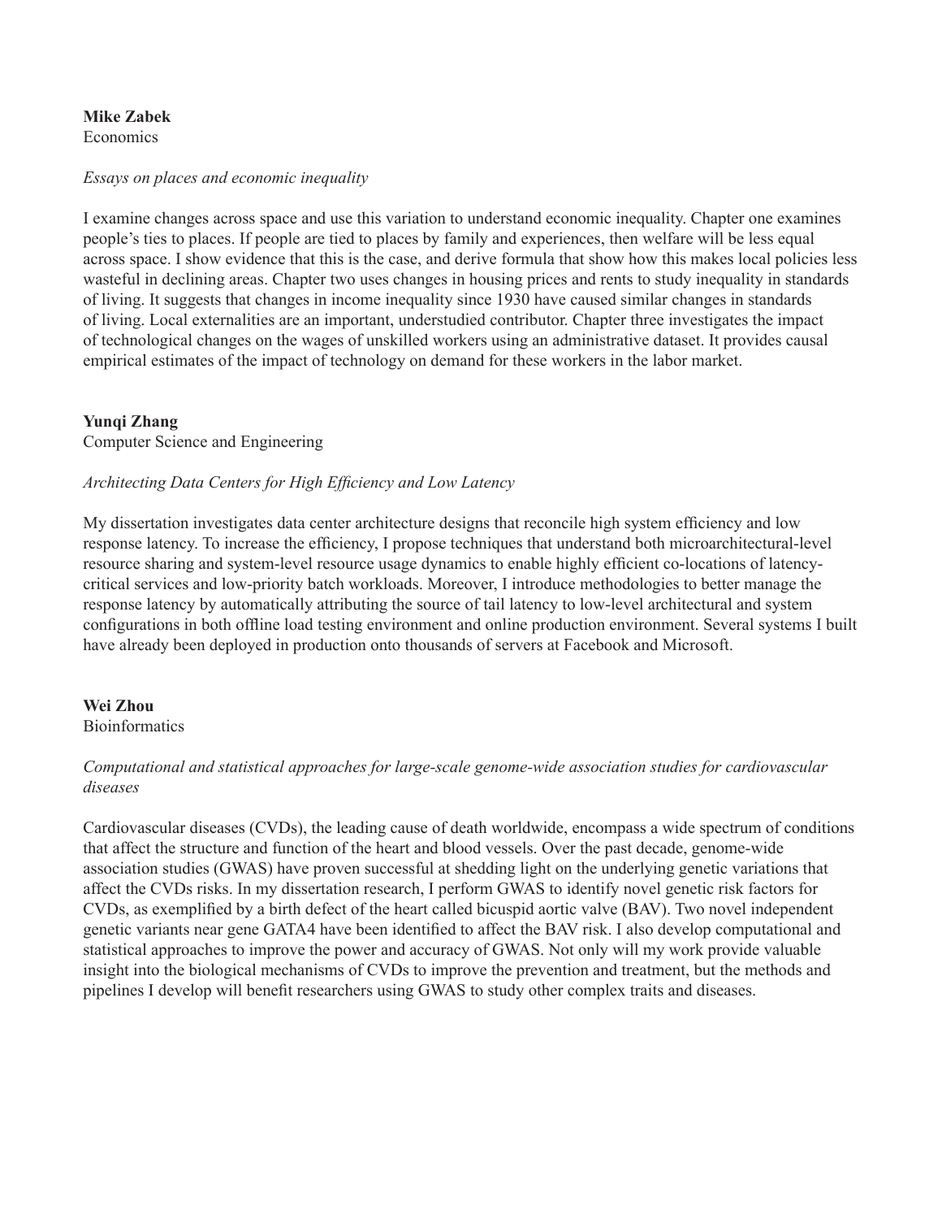**Mike Zabek**
Economics

*Essays on places and economic inequality*

I examine changes across space and use this variation to understand economic inequality. Chapter one examines people's ties to places. If people are tied to places by family and experiences, then welfare will be less equal across space. I show evidence that this is the case, and derive formula that show how this makes local policies less wasteful in declining areas. Chapter two uses changes in housing prices and rents to study inequality in standards of living. It suggests that changes in income inequality since 1930 have caused similar changes in standards of living. Local externalities are an important, understudied contributor. Chapter three investigates the impact of technological changes on the wages of unskilled workers using an administrative dataset. It provides causal empirical estimates of the impact of technology on demand for these workers in the labor market.

**Yunqi Zhang**
Computer Science and Engineering

*Architecting Data Centers for High Efficiency and Low Latency*

My dissertation investigates data center architecture designs that reconcile high system efficiency and low response latency. To increase the efficiency, I propose techniques that understand both microarchitectural-level resource sharing and system-level resource usage dynamics to enable highly efficient co-locations of latency-critical services and low-priority batch workloads. Moreover, I introduce methodologies to better manage the response latency by automatically attributing the source of tail latency to low-level architectural and system configurations in both offline load testing environment and online production environment. Several systems I built have already been deployed in production onto thousands of servers at Facebook and Microsoft.

**Wei Zhou**
Bioinformatics

*Computational and statistical approaches for large-scale genome-wide association studies for cardiovascular diseases*

Cardiovascular diseases (CVDs), the leading cause of death worldwide, encompass a wide spectrum of conditions that affect the structure and function of the heart and blood vessels. Over the past decade, genome-wide association studies (GWAS) have proven successful at shedding light on the underlying genetic variations that affect the CVDs risks. In my dissertation research, I perform GWAS to identify novel genetic risk factors for CVDs, as exemplified by a birth defect of the heart called bicuspid aortic valve (BAV). Two novel independent genetic variants near gene GATA4 have been identified to affect the BAV risk. I also develop computational and statistical approaches to improve the power and accuracy of GWAS. Not only will my work provide valuable insight into the biological mechanisms of CVDs to improve the prevention and treatment, but the methods and pipelines I develop will benefit researchers using GWAS to study other complex traits and diseases.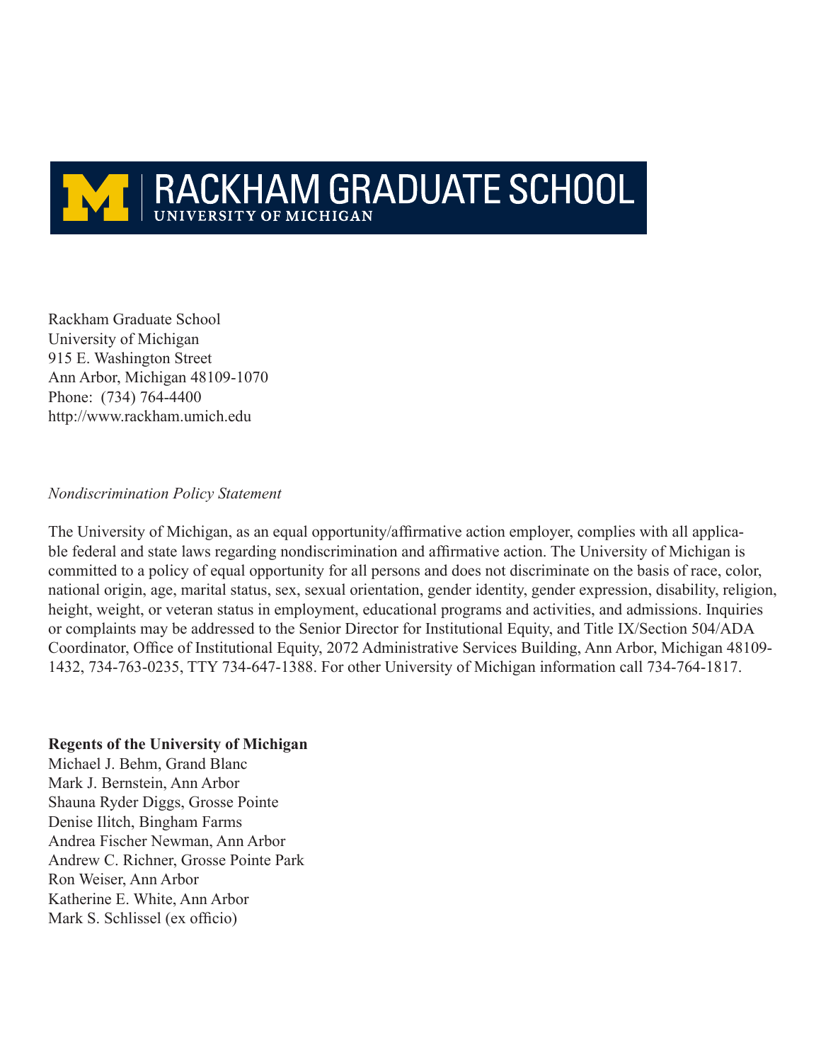RACKHAM GRADUATE SCHOOL
UNIVERSITY OF MICHIGAN

Rackham Graduate School
University of Michigan
915 E. Washington Street
Ann Arbor, Michigan 48109-1070
Phone: (734) 764-4400
http://www.rackham.umich.edu

*Nondiscrimination Policy Statement*

The University of Michigan, as an equal opportunity/affirmative action employer, complies with all applicable federal and state laws regarding nondiscrimination and affirmative action. The University of Michigan is committed to a policy of equal opportunity for all persons and does not discriminate on the basis of race, color, national origin, age, marital status, sex, sexual orientation, gender identity, gender expression, disability, religion, height, weight, or veteran status in employment, educational programs and activities, and admissions. Inquiries or complaints may be addressed to the Senior Director for Institutional Equity, and Title IX/Section 504/ADA Coordinator, Office of Institutional Equity, 2072 Administrative Services Building, Ann Arbor, Michigan 48109-1432, 734-763-0235, TTY 734-647-1388. For other University of Michigan information call 734-764-1817.

**Regents of the University of Michigan**
Michael J. Behm, Grand Blanc
Mark J. Bernstein, Ann Arbor
Shauna Ryder Diggs, Grosse Pointe
Denise Ilitch, Bingham Farms
Andrea Fischer Newman, Ann Arbor
Andrew C. Richner, Grosse Pointe Park
Ron Weiser, Ann Arbor
Katherine E. White, Ann Arbor
Mark S. Schlissel (ex officio)